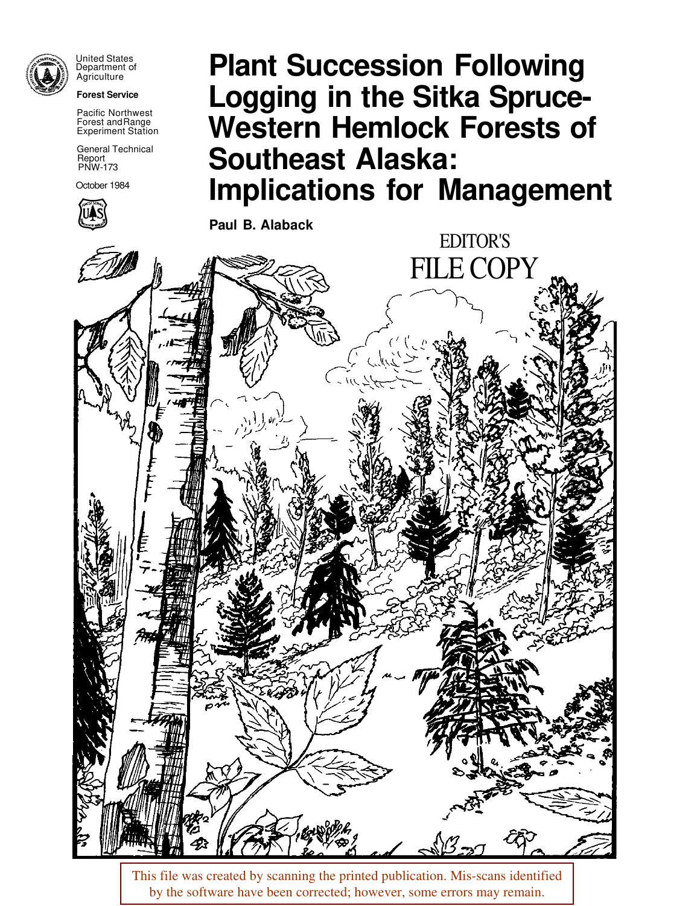United States Department of Agriculture

**Forest Service**

Pacific Northwest Forest and Range Experiment Station

General Technical Report PNW-173

October 1984

# Plant Succession Following Logging in the Sitka Spruce-Western Hemlock Forests of Southeast Alaska: Implications for Management

**Paul B. Alaback**

EDITOR'S FILE COPY

This file was created by scanning the printed publication. Mis-scans identified by the software have been corrected; however, some errors may remain.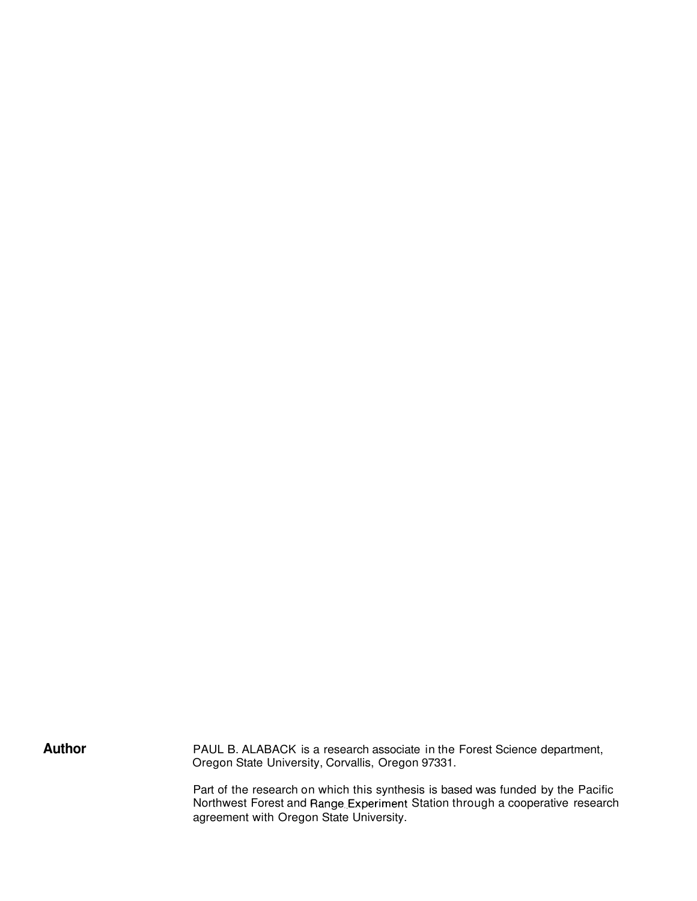## Author

PAUL B. ALABACK is a research associate in the Forest Science department, Oregon State University, Corvallis, Oregon 97331.

Part of the research on which this synthesis is based was funded by the Pacific Northwest Forest and Range Experiment Station through a cooperative research agreement with Oregon State University.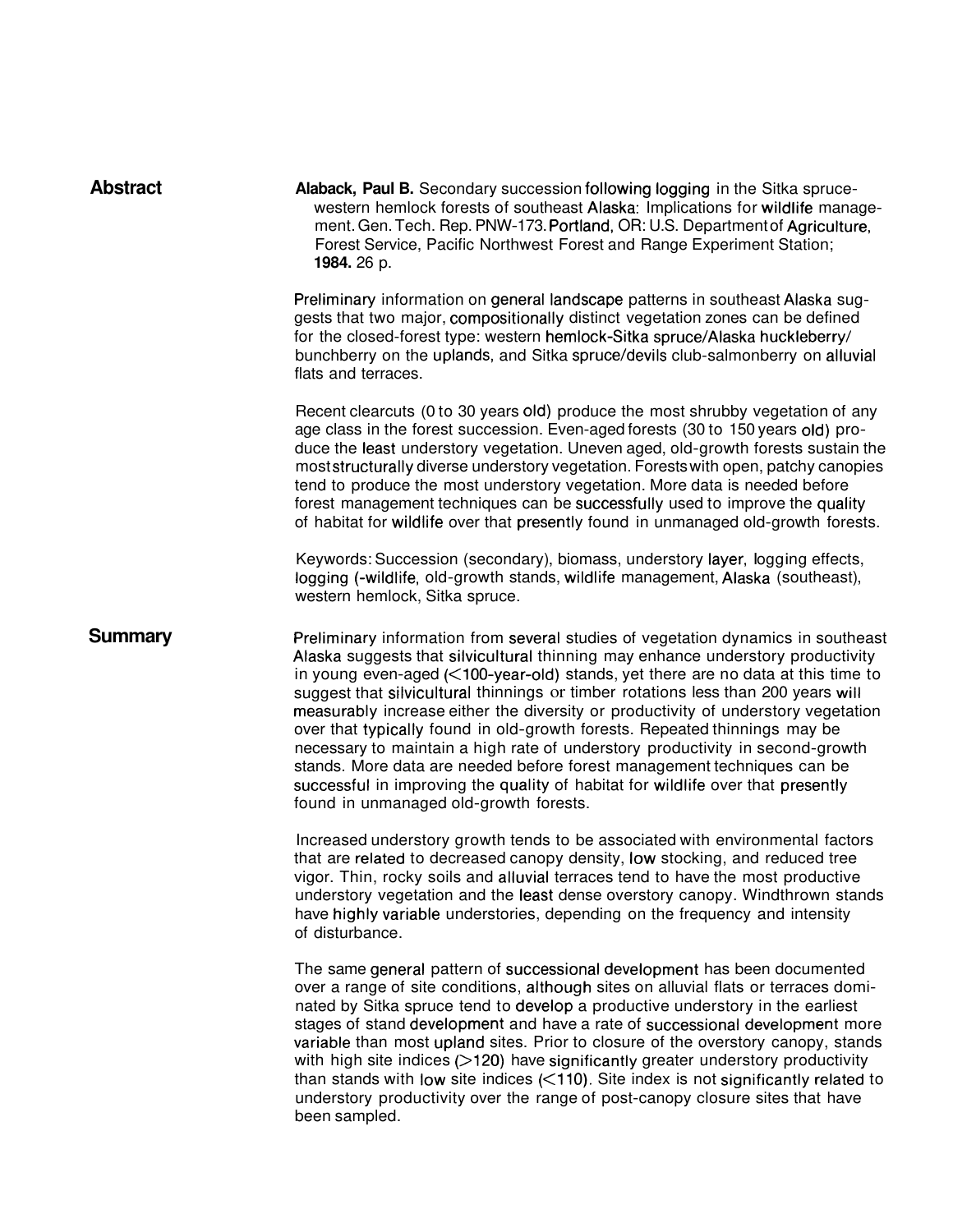## Abstract

**Alaback, Paul B.** Secondary succession following logging in the Sitka spruce-western hemlock forests of southeast Alaska: Implications for wildlife management. Gen. Tech. Rep. PNW-173. Portland, OR: U.S. Department of Agriculture, Forest Service, Pacific Northwest Forest and Range Experiment Station; **1984.** 26 p.

Preliminary information on general landscape patterns in southeast Alaska suggests that two major, compositionally distinct vegetation zones can be defined for the closed-forest type: western hemlock-Sitka spruce/Alaska huckleberry/bunchberry on the uplands, and Sitka spruce/devils club-salmonberry on alluvial flats and terraces.

Recent clearcuts (0 to 30 years old) produce the most shrubby vegetation of any age class in the forest succession. Even-aged forests (30 to 150 years old) produce the least understory vegetation. Uneven aged, old-growth forests sustain the most structurally diverse understory vegetation. Forests with open, patchy canopies tend to produce the most understory vegetation. More data is needed before forest management techniques can be successfully used to improve the quality of habitat for wildlife over that presently found in unmanaged old-growth forests.

Keywords: Succession (secondary), biomass, understory layer, logging effects, logging (-wildlife, old-growth stands, wildlife management, Alaska (southeast), western hemlock, Sitka spruce.

## Summary

Preliminary information from several studies of vegetation dynamics in southeast Alaska suggests that silvicultural thinning may enhance understory productivity in young even-aged (<100-year-old) stands, yet there are no data at this time to suggest that silvicultural thinnings or timber rotations less than 200 years will measurably increase either the diversity or productivity of understory vegetation over that typically found in old-growth forests. Repeated thinnings may be necessary to maintain a high rate of understory productivity in second-growth stands. More data are needed before forest management techniques can be successful in improving the quality of habitat for wildlife over that presently found in unmanaged old-growth forests.

Increased understory growth tends to be associated with environmental factors that are related to decreased canopy density, low stocking, and reduced tree vigor. Thin, rocky soils and alluvial terraces tend to have the most productive understory vegetation and the least dense overstory canopy. Windthrown stands have highly variable understories, depending on the frequency and intensity of disturbance.

The same general pattern of successional development has been documented over a range of site conditions, although sites on alluvial flats or terraces dominated by Sitka spruce tend to develop a productive understory in the earliest stages of stand development and have a rate of successional development more variable than most upland sites. Prior to closure of the overstory canopy, stands with high site indices (>120) have significantly greater understory productivity than stands with low site indices (<110). Site index is not significantly related to understory productivity over the range of post-canopy closure sites that have been sampled.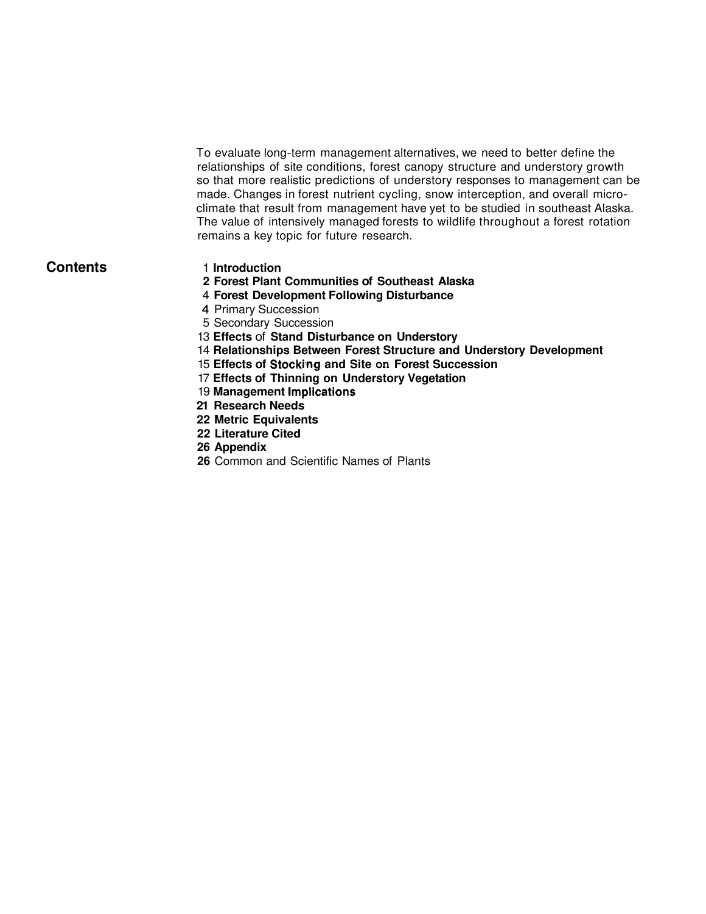To evaluate long-term management alternatives, we need to better define the relationships of site conditions, forest canopy structure and understory growth so that more realistic predictions of understory responses to management can be made. Changes in forest nutrient cycling, snow interception, and overall microclimate that result from management have yet to be studied in southeast Alaska. The value of intensively managed forests to wildlife throughout a forest rotation remains a key topic for future research.

## Contents

1 **Introduction**
2 **Forest Plant Communities of Southeast Alaska**
4 **Forest Development Following Disturbance**
4 Primary Succession
5 Secondary Succession
13 **Effects** of **Stand Disturbance on Understory**
14 **Relationships Between Forest Structure and Understory Development**
15 **Effects of Stocking and Site on Forest Succession**
17 **Effects of Thinning on Understory Vegetation**
19 **Management Implications**
21 **Research Needs**
22 **Metric Equivalents**
22 **Literature Cited**
26 **Appendix**
26 Common and Scientific Names of Plants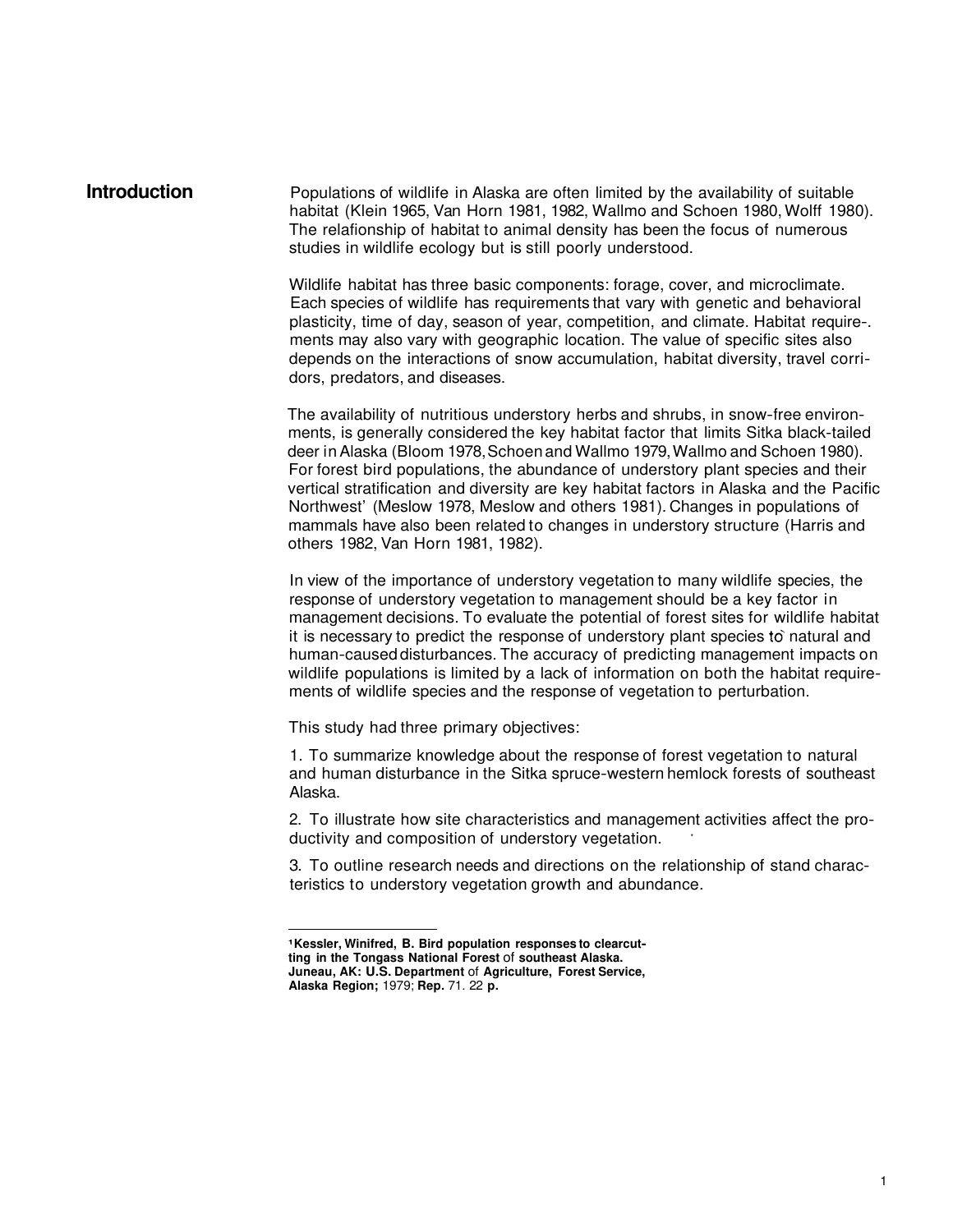# Introduction

Populations of wildlife in Alaska are often limited by the availability of suitable habitat (Klein 1965, Van Horn 1981, 1982, Wallmo and Schoen 1980, Wolff 1980). The relafionship of habitat to animal density has been the focus of numerous studies in wildlife ecology but is still poorly understood.

Wildlife habitat has three basic components: forage, cover, and microclimate. Each species of wildlife has requirements that vary with genetic and behavioral plasticity, time of day, season of year, competition, and climate. Habitat requirements may also vary with geographic location. The value of specific sites also depends on the interactions of snow accumulation, habitat diversity, travel corridors, predators, and diseases.

The availability of nutritious understory herbs and shrubs, in snow-free environments, is generally considered the key habitat factor that limits Sitka black-tailed deer in Alaska (Bloom 1978, Schoen and Wallmo 1979, Wallmo and Schoen 1980). For forest bird populations, the abundance of understory plant species and their vertical stratification and diversity are key habitat factors in Alaska and the Pacific Northwest[1] (Meslow 1978, Meslow and others 1981). Changes in populations of mammals have also been related to changes in understory structure (Harris and others 1982, Van Horn 1981, 1982).

In view of the importance of understory vegetation to many wildlife species, the response of understory vegetation to management should be a key factor in management decisions. To evaluate the potential of forest sites for wildlife habitat it is necessary to predict the response of understory plant species to natural and human-caused disturbances. The accuracy of predicting management impacts on wildlife populations is limited by a lack of information on both the habitat requirements of wildlife species and the response of vegetation to perturbation.

This study had three primary objectives:

1. To summarize knowledge about the response of forest vegetation to natural and human disturbance in the Sitka spruce-western hemlock forests of southeast Alaska.

2. To illustrate how site characteristics and management activities affect the productivity and composition of understory vegetation.

3. To outline research needs and directions on the relationship of stand characteristics to understory vegetation growth and abundance.

---

[1] **Kessler, Winifred, B. Bird population responses to clearcutting in the Tongass National Forest** of **southeast Alaska. Juneau, AK: U.S. Department** of **Agriculture, Forest Service, Alaska Region;** 1979; **Rep.** 71. 22 **p.**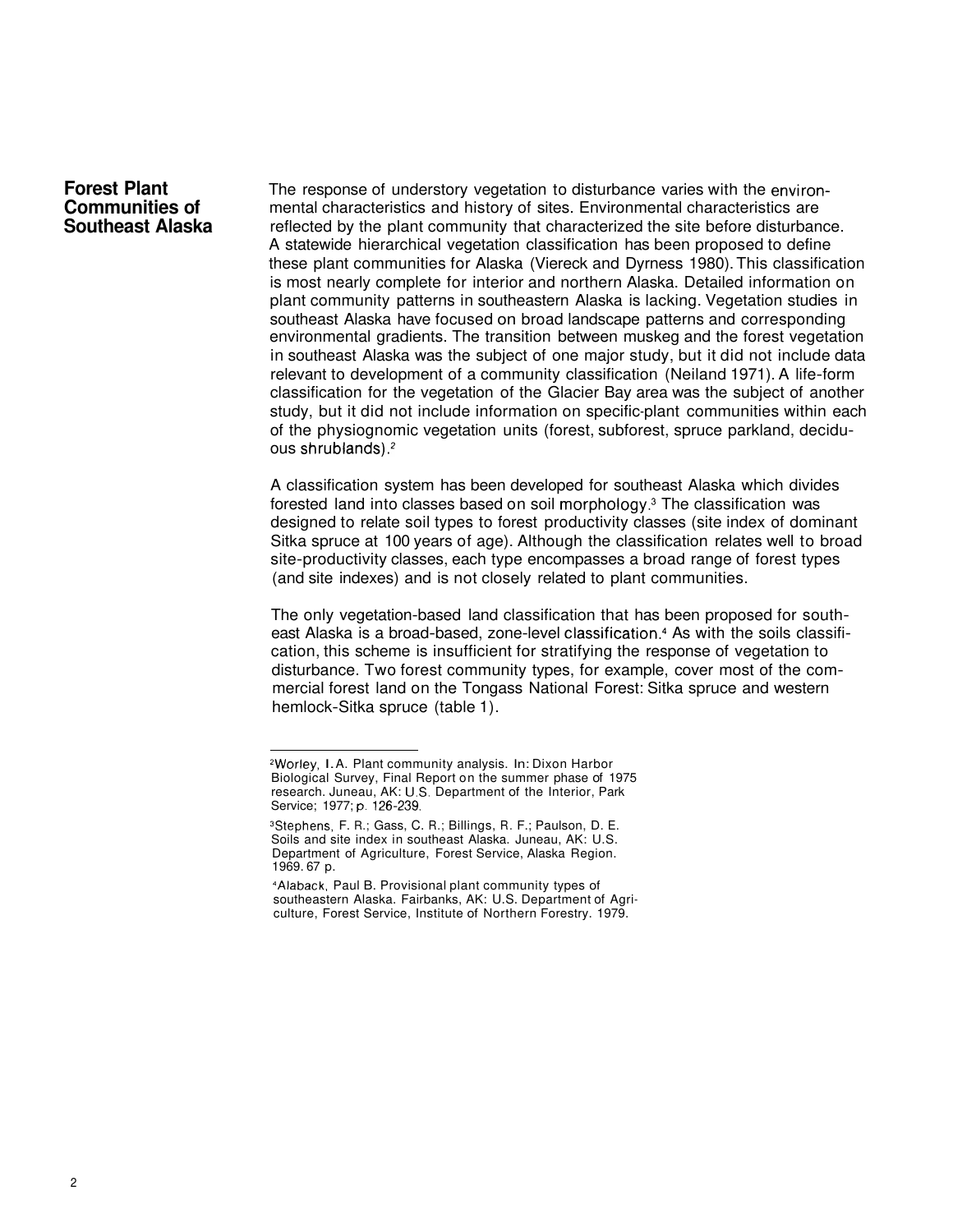## Forest Plant Communities of Southeast Alaska

The response of understory vegetation to disturbance varies with the environmental characteristics and history of sites. Environmental characteristics are reflected by the plant community that characterized the site before disturbance. A statewide hierarchical vegetation classification has been proposed to define these plant communities for Alaska (Viereck and Dyrness 1980). This classification is most nearly complete for interior and northern Alaska. Detailed information on plant community patterns in southeastern Alaska is lacking. Vegetation studies in southeast Alaska have focused on broad landscape patterns and corresponding environmental gradients. The transition between muskeg and the forest vegetation in southeast Alaska was the subject of one major study, but it did not include data relevant to development of a community classification (Neiland 1971). A life-form classification for the vegetation of the Glacier Bay area was the subject of another study, but it did not include information on specific-plant communities within each of the physiognomic vegetation units (forest, subforest, spruce parkland, deciduous shrublands).[2]

A classification system has been developed for southeast Alaska which divides forested land into classes based on soil morphology.[3] The classification was designed to relate soil types to forest productivity classes (site index of dominant Sitka spruce at 100 years of age). Although the classification relates well to broad site-productivity classes, each type encompasses a broad range of forest types (and site indexes) and is not closely related to plant communities.

The only vegetation-based land classification that has been proposed for southeast Alaska is a broad-based, zone-level classification.[4] As with the soils classification, this scheme is insufficient for stratifying the response of vegetation to disturbance. Two forest community types, for example, cover most of the commercial forest land on the Tongass National Forest: Sitka spruce and western hemlock-Sitka spruce (table 1).

---

[2]Worley, I. A. Plant community analysis. In: Dixon Harbor Biological Survey, Final Report on the summer phase of 1975 research. Juneau, AK: U.S. Department of the Interior, Park Service; 1977; p. 126-239.

[3]Stephens, F. R.; Gass, C. R.; Billings, R. F.; Paulson, D. E. Soils and site index in southeast Alaska. Juneau, AK: U.S. Department of Agriculture, Forest Service, Alaska Region. 1969. 67 p.

[4]Alaback, Paul B. Provisional plant community types of southeastern Alaska. Fairbanks, AK: U.S. Department of Agriculture, Forest Service, Institute of Northern Forestry. 1979.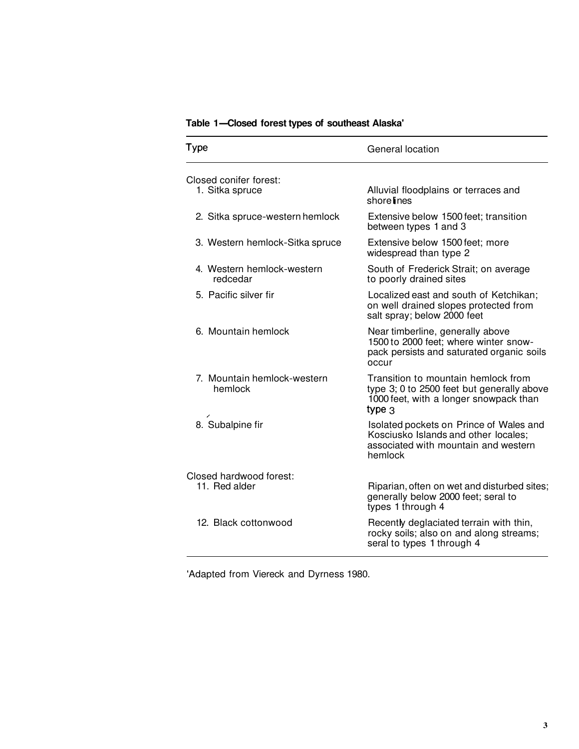**Table 1—Closed forest types of southeast Alaska**[1]

| Type | General location |
|---|---|
| Closed conifer forest: | |
| 1. Sitka spruce | Alluvial floodplains or terraces and shorelines |
| 2. Sitka spruce-western hemlock | Extensive below 1500 feet; transition between types 1 and 3 |
| 3. Western hemlock-Sitka spruce | Extensive below 1500 feet; more widespread than type 2 |
| 4. Western hemlock-western redcedar | South of Frederick Strait; on average to poorly drained sites |
| 5. Pacific silver fir | Localized east and south of Ketchikan; on well drained slopes protected from salt spray; below 2000 feet |
| 6. Mountain hemlock | Near timberline, generally above 1500 to 2000 feet; where winter snow-pack persists and saturated organic soils occur |
| 7. Mountain hemlock-western hemlock | Transition to mountain hemlock from type 3; 0 to 2500 feet but generally above 1000 feet, with a longer snowpack than type 3 |
| 8. Subalpine fir | Isolated pockets on Prince of Wales and Kosciusko Islands and other locales; associated with mountain and western hemlock |
| Closed hardwood forest: | |
| 11. Red alder | Riparian, often on wet and disturbed sites; generally below 2000 feet; seral to types 1 through 4 |
| 12. Black cottonwood | Recently deglaciated terrain with thin, rocky soils; also on and along streams; seral to types 1 through 4 |

[1] Adapted from Viereck and Dyrness 1980.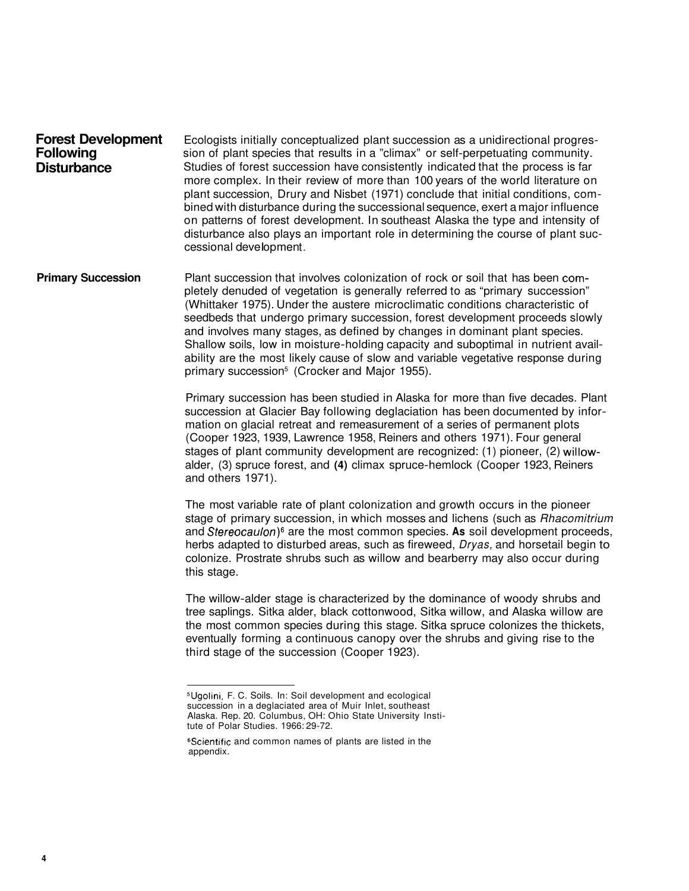## Forest Development Following Disturbance

Ecologists initially conceptualized plant succession as a unidirectional progression of plant species that results in a "climax" or self-perpetuating community. Studies of forest succession have consistently indicated that the process is far more complex. In their review of more than 100 years of the world literature on plant succession, Drury and Nisbet (1971) conclude that initial conditions, combined with disturbance during the successional sequence, exert a major influence on patterns of forest development. In southeast Alaska the type and intensity of disturbance also plays an important role in determining the course of plant successional development.

### Primary Succession

Plant succession that involves colonization of rock or soil that has been completely denuded of vegetation is generally referred to as "primary succession" (Whittaker 1975). Under the austere microclimatic conditions characteristic of seedbeds that undergo primary succession, forest development proceeds slowly and involves many stages, as defined by changes in dominant plant species. Shallow soils, low in moisture-holding capacity and suboptimal in nutrient availability are the most likely cause of slow and variable vegetative response during primary succession[5] (Crocker and Major 1955).

Primary succession has been studied in Alaska for more than five decades. Plant succession at Glacier Bay following deglaciation has been documented by information on glacial retreat and remeasurement of a series of permanent plots (Cooper 1923, 1939, Lawrence 1958, Reiners and others 1971). Four general stages of plant community development are recognized: (1) pioneer, (2) willow-alder, (3) spruce forest, and **(4)** climax spruce-hemlock (Cooper 1923, Reiners and others 1971).

The most variable rate of plant colonization and growth occurs in the pioneer stage of primary succession, in which mosses and lichens (such as *Rhacomitrium* and *Stereocaulon*)[6] are the most common species. **As** soil development proceeds, herbs adapted to disturbed areas, such as fireweed, *Dryas,* and horsetail begin to colonize. Prostrate shrubs such as willow and bearberry may also occur during this stage.

The willow-alder stage is characterized by the dominance of woody shrubs and tree saplings. Sitka alder, black cottonwood, Sitka willow, and Alaska willow are the most common species during this stage. Sitka spruce colonizes the thickets, eventually forming a continuous canopy over the shrubs and giving rise to the third stage of the succession (Cooper 1923).

---

[5] Ugolini, F. C. Soils. In: Soil development and ecological succession in a deglaciated area of Muir Inlet, southeast Alaska. Rep. 20. Columbus, OH: Ohio State University Institute of Polar Studies. 1966: 29-72.

[6] Scientific and common names of plants are listed in the appendix.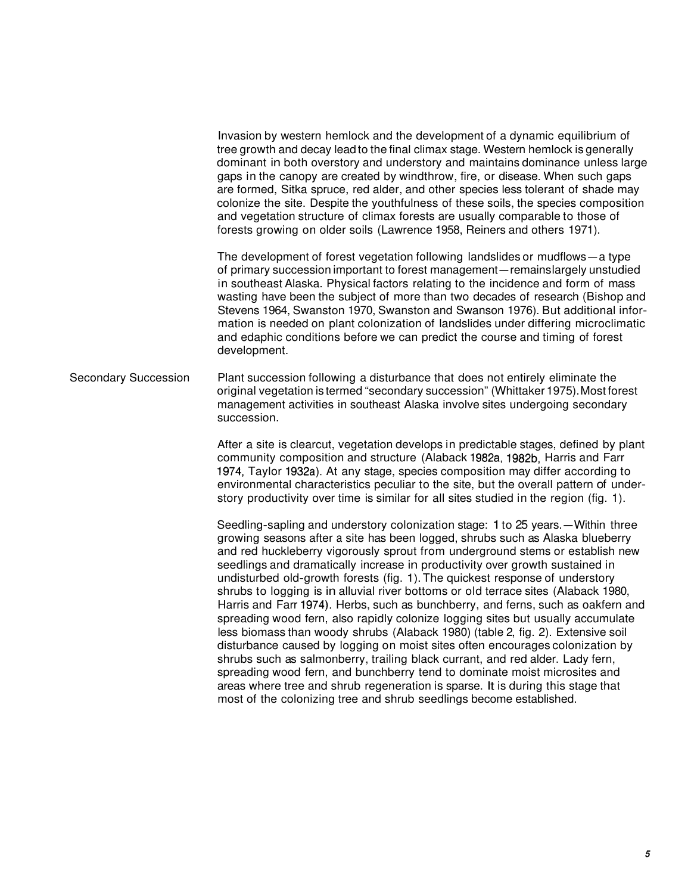Invasion by western hemlock and the development of a dynamic equilibrium of tree growth and decay lead to the final climax stage. Western hemlock is generally dominant in both overstory and understory and maintains dominance unless large gaps in the canopy are created by windthrow, fire, or disease. When such gaps are formed, Sitka spruce, red alder, and other species less tolerant of shade may colonize the site. Despite the youthfulness of these soils, the species composition and vegetation structure of climax forests are usually comparable to those of forests growing on older soils (Lawrence 1958, Reiners and others 1971).

The development of forest vegetation following landslides or mudflows—a type of primary succession important to forest management—remainslargely unstudied in southeast Alaska. Physical factors relating to the incidence and form of mass wasting have been the subject of more than two decades of research (Bishop and Stevens 1964, Swanston 1970, Swanston and Swanson 1976). But additional information is needed on plant colonization of landslides under differing microclimatic and edaphic conditions before we can predict the course and timing of forest development.

## Secondary Succession

Plant succession following a disturbance that does not entirely eliminate the original vegetation is termed "secondary succession" (Whittaker 1975). Most forest management activities in southeast Alaska involve sites undergoing secondary succession.

After a site is clearcut, vegetation develops in predictable stages, defined by plant community composition and structure (Alaback 1982a, 1982b, Harris and Farr 1974, Taylor 1932a). At any stage, species composition may differ according to environmental characteristics peculiar to the site, but the overall pattern of understory productivity over time is similar for all sites studied in the region (fig. 1).

Seedling-sapling and understory colonization stage: 1 to 25 years.—Within three growing seasons after a site has been logged, shrubs such as Alaska blueberry and red huckleberry vigorously sprout from underground stems or establish new seedlings and dramatically increase in productivity over growth sustained in undisturbed old-growth forests (fig. 1). The quickest response of understory shrubs to logging is in alluvial river bottoms or old terrace sites (Alaback 1980, Harris and Farr 1974). Herbs, such as bunchberry, and ferns, such as oakfern and spreading wood fern, also rapidly colonize logging sites but usually accumulate less biomass than woody shrubs (Alaback 1980) (table 2, fig. 2). Extensive soil disturbance caused by logging on moist sites often encourages colonization by shrubs such as salmonberry, trailing black currant, and red alder. Lady fern, spreading wood fern, and bunchberry tend to dominate moist microsites and areas where tree and shrub regeneration is sparse. It is during this stage that most of the colonizing tree and shrub seedlings become established.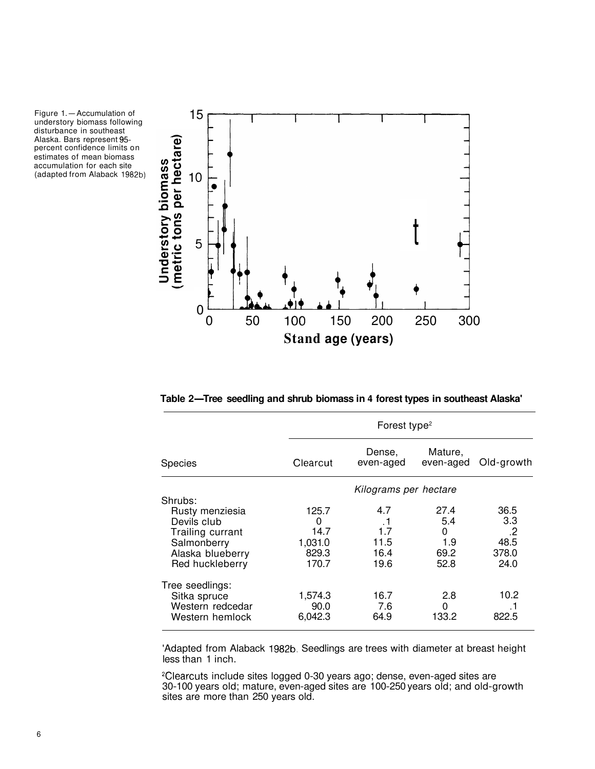Figure 1. — Accumulation of understory biomass following disturbance in southeast Alaska. Bars represent 95-percent confidence limits on estimates of mean biomass accumulation for each site (adapted from Alaback 1982b)

**Table 2—Tree seedling and shrub biomass in 4 forest types in southeast Alaska**[1]

| Species | Clearcut | Dense, even-aged | Mature, even-aged | Old-growth |
|---|---|---|---|---|
| | Forest type[2] | | | |
| | *Kilograms per hectare* | | | |
| Shrubs: | | | | |
| Rusty menziesia | 125.7 | 4.7 | 27.4 | 36.5 |
| Devils club | 0 | .1 | 5.4 | 3.3 |
| Trailing currant | 14.7 | 1.7 | 0 | .2 |
| Salmonberry | 1,031.0 | 11.5 | 1.9 | 48.5 |
| Alaska blueberry | 829.3 | 16.4 | 69.2 | 378.0 |
| Red huckleberry | 170.7 | 19.6 | 52.8 | 24.0 |
| Tree seedlings: | | | | |
| Sitka spruce | 1,574.3 | 16.7 | 2.8 | 10.2 |
| Western redcedar | 90.0 | 7.6 | 0 | .1 |
| Western hemlock | 6,042.3 | 64.9 | 133.2 | 822.5 |

[1]Adapted from Alaback 1982b. Seedlings are trees with diameter at breast height less than 1 inch.

[2]Clearcuts include sites logged 0-30 years ago; dense, even-aged sites are 30-100 years old; mature, even-aged sites are 100-250 years old; and old-growth sites are more than 250 years old.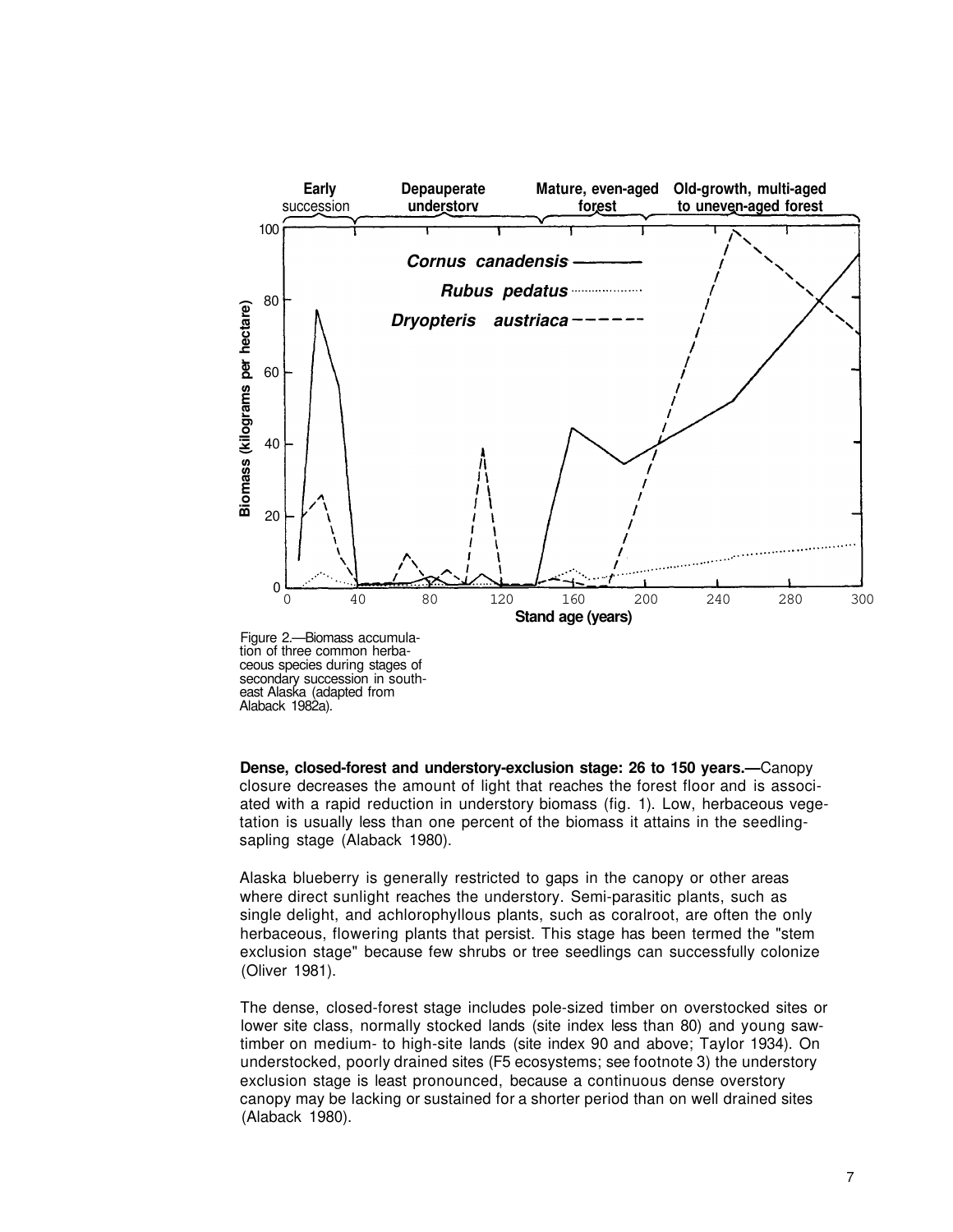Figure 2.—Biomass accumulation of three common herbaceous species during stages of secondary succession in southeast Alaska (adapted from Alaback 1982a).

**Dense, closed-forest and understory-exclusion stage: 26 to 150 years.**—Canopy closure decreases the amount of light that reaches the forest floor and is associated with a rapid reduction in understory biomass (fig. 1). Low, herbaceous vegetation is usually less than one percent of the biomass it attains in the seedling-sapling stage (Alaback 1980).

Alaska blueberry is generally restricted to gaps in the canopy or other areas where direct sunlight reaches the understory. Semi-parasitic plants, such as single delight, and achlorophyllous plants, such as coralroot, are often the only herbaceous, flowering plants that persist. This stage has been termed the "stem exclusion stage" because few shrubs or tree seedlings can successfully colonize (Oliver 1981).

The dense, closed-forest stage includes pole-sized timber on overstocked sites or lower site class, normally stocked lands (site index less than 80) and young sawtimber on medium- to high-site lands (site index 90 and above; Taylor 1934). On understocked, poorly drained sites (F5 ecosystems; see footnote 3) the understory exclusion stage is least pronounced, because a continuous dense overstory canopy may be lacking or sustained for a shorter period than on well drained sites (Alaback 1980).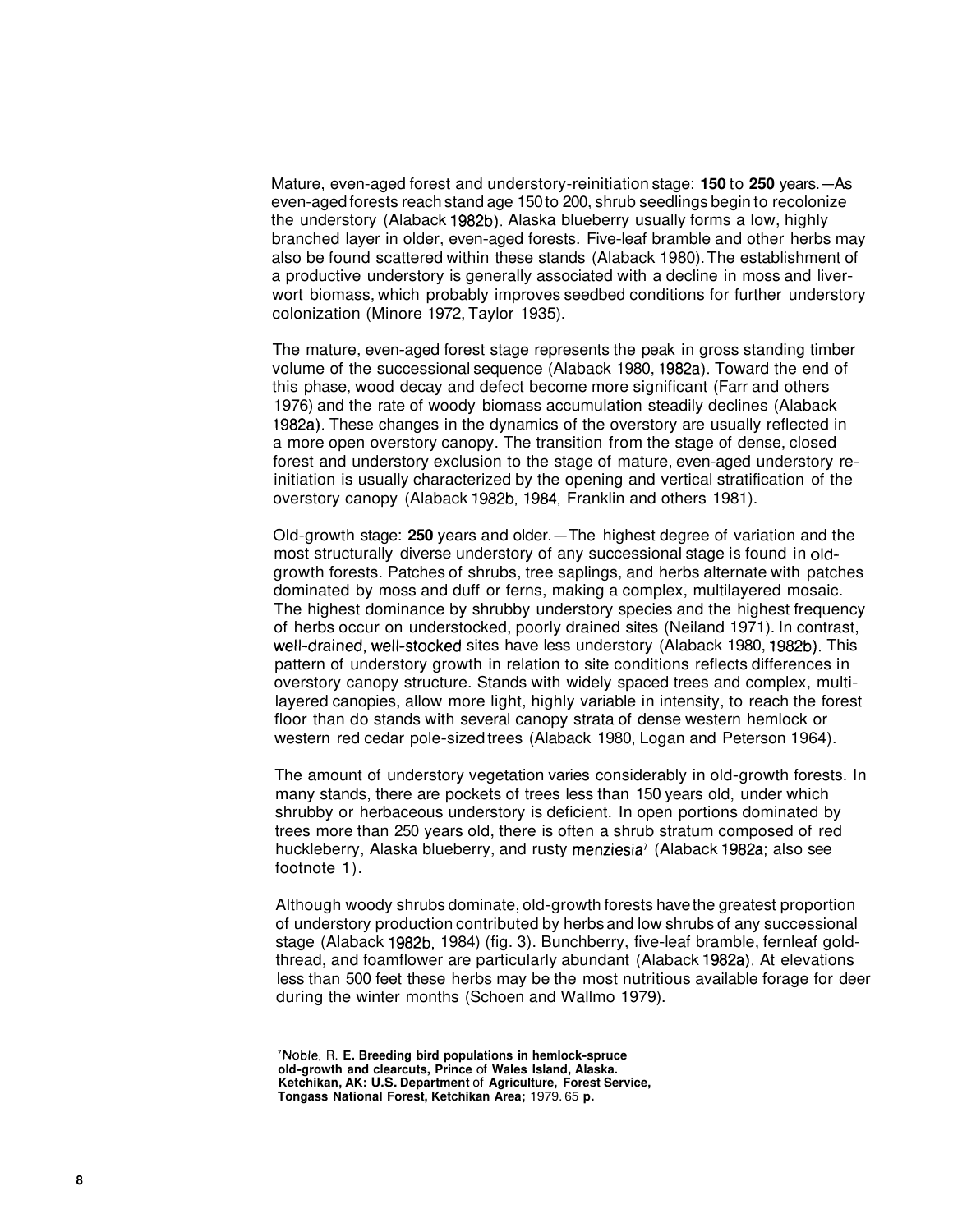Mature, even-aged forest and understory-reinitiation stage: **150** to **250** years.—As even-aged forests reach stand age 150 to 200, shrub seedlings begin to recolonize the understory (Alaback 1982b). Alaska blueberry usually forms a low, highly branched layer in older, even-aged forests. Five-leaf bramble and other herbs may also be found scattered within these stands (Alaback 1980). The establishment of a productive understory is generally associated with a decline in moss and liverwort biomass, which probably improves seedbed conditions for further understory colonization (Minore 1972, Taylor 1935).

The mature, even-aged forest stage represents the peak in gross standing timber volume of the successional sequence (Alaback 1980, 1982a). Toward the end of this phase, wood decay and defect become more significant (Farr and others 1976) and the rate of woody biomass accumulation steadily declines (Alaback 1982a). These changes in the dynamics of the overstory are usually reflected in a more open overstory canopy. The transition from the stage of dense, closed forest and understory exclusion to the stage of mature, even-aged understory reinitiation is usually characterized by the opening and vertical stratification of the overstory canopy (Alaback 1982b, 1984, Franklin and others 1981).

Old-growth stage: **250** years and older.—The highest degree of variation and the most structurally diverse understory of any successional stage is found in old-growth forests. Patches of shrubs, tree saplings, and herbs alternate with patches dominated by moss and duff or ferns, making a complex, multilayered mosaic. The highest dominance by shrubby understory species and the highest frequency of herbs occur on understocked, poorly drained sites (Neiland 1971). In contrast, well-drained, well-stocked sites have less understory (Alaback 1980, 1982b). This pattern of understory growth in relation to site conditions reflects differences in overstory canopy structure. Stands with widely spaced trees and complex, multi-layered canopies, allow more light, highly variable in intensity, to reach the forest floor than do stands with several canopy strata of dense western hemlock or western red cedar pole-sized trees (Alaback 1980, Logan and Peterson 1964).

The amount of understory vegetation varies considerably in old-growth forests. In many stands, there are pockets of trees less than 150 years old, under which shrubby or herbaceous understory is deficient. In open portions dominated by trees more than 250 years old, there is often a shrub stratum composed of red huckleberry, Alaska blueberry, and rusty menziesia[7] (Alaback 1982a; also see footnote 1).

Although woody shrubs dominate, old-growth forests have the greatest proportion of understory production contributed by herbs and low shrubs of any successional stage (Alaback 1982b, 1984) (fig. 3). Bunchberry, five-leaf bramble, fernleaf goldthread, and foamflower are particularly abundant (Alaback 1982a). At elevations less than 500 feet these herbs may be the most nutritious available forage for deer during the winter months (Schoen and Wallmo 1979).

---

[7] Noble, R. **E. Breeding bird populations in hemlock-spruce old-growth and clearcuts, Prince** of **Wales Island, Alaska. Ketchikan, AK: U.S. Department** of **Agriculture, Forest Service, Tongass National Forest, Ketchikan Area;** 1979. 65 **p.**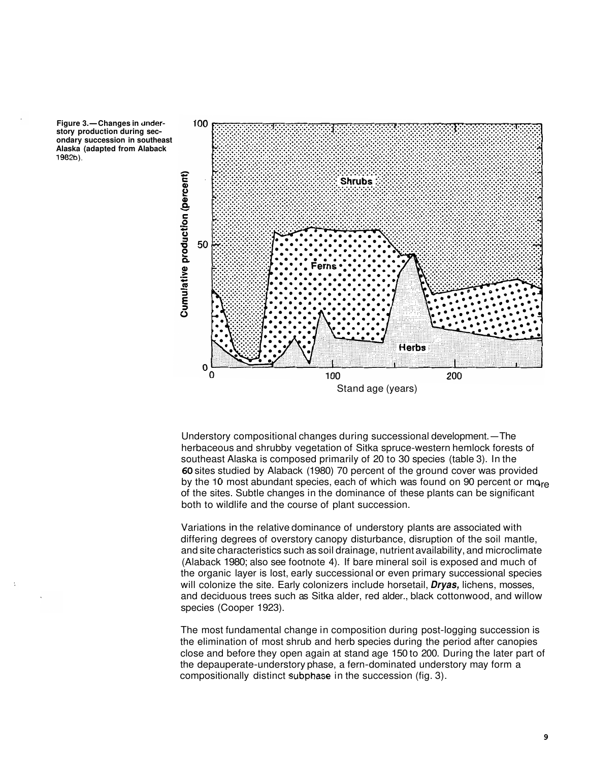Figure 3.—Changes in understory production during secondary succession in southeast Alaska (adapted from Alaback 1982b).

Understory compositional changes during successional development.—The herbaceous and shrubby vegetation of Sitka spruce-western hemlock forests of southeast Alaska is composed primarily of 20 to 30 species (table 3). In the 60 sites studied by Alaback (1980) 70 percent of the ground cover was provided by the 10 most abundant species, each of which was found on 90 percent or more of the sites. Subtle changes in the dominance of these plants can be significant both to wildlife and the course of plant succession.

Variations in the relative dominance of understory plants are associated with differing degrees of overstory canopy disturbance, disruption of the soil mantle, and site characteristics such as soil drainage, nutrient availability, and microclimate (Alaback 1980; also see footnote 4). If bare mineral soil is exposed and much of the organic layer is lost, early successional or even primary successional species will colonize the site. Early colonizers include horsetail, ***Dryas,*** lichens, mosses, and deciduous trees such as Sitka alder, red alder., black cottonwood, and willow species (Cooper 1923).

The most fundamental change in composition during post-logging succession is the elimination of most shrub and herb species during the period after canopies close and before they open again at stand age 150 to 200. During the later part of the depauperate-understory phase, a fern-dominated understory may form a compositionally distinct subphase in the succession (fig. 3).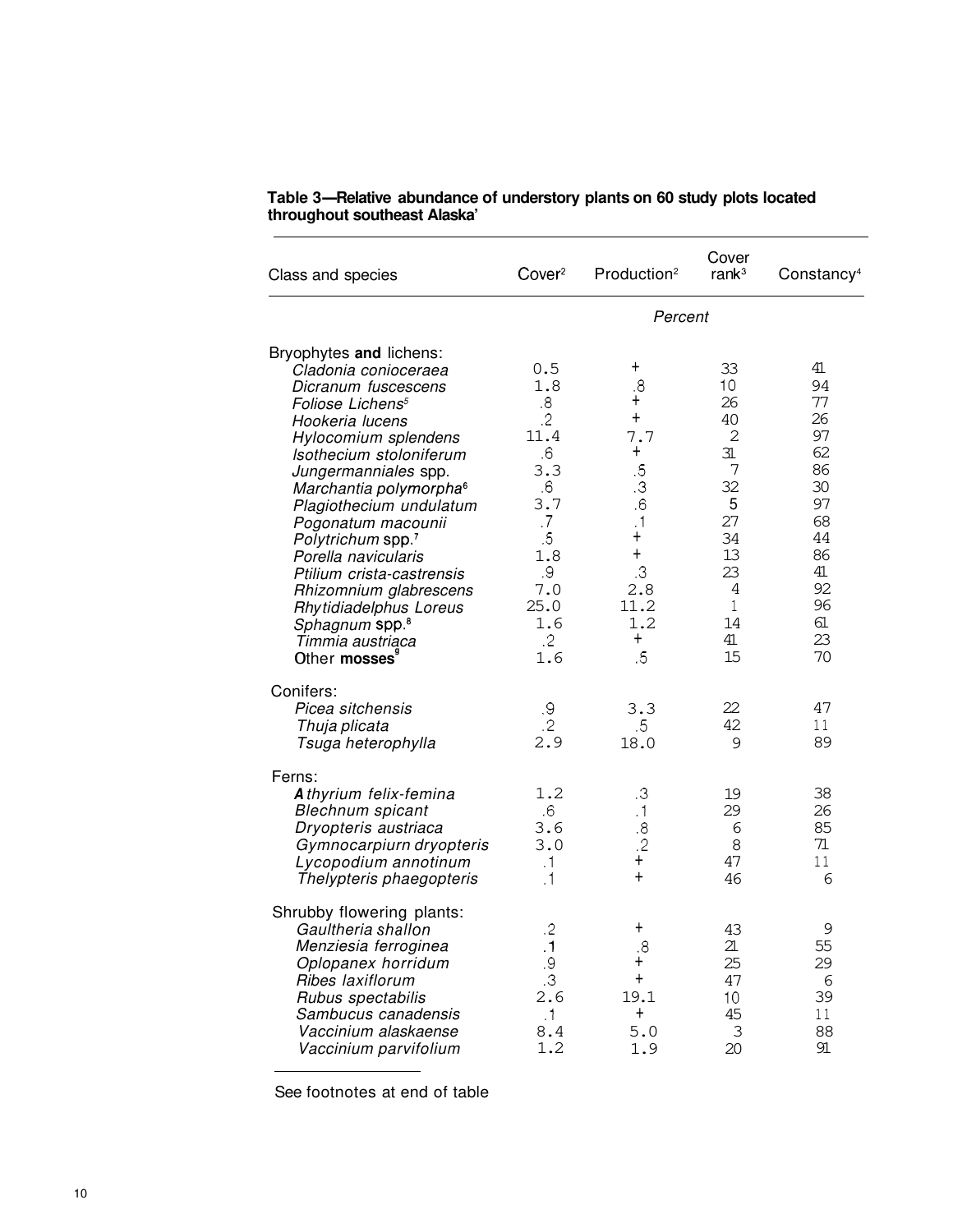**Table 3—Relative abundance of understory plants on 60 study plots located throughout southeast Alaska[1]**

| Class and species | Cover[2] | Production[2] | Cover rank[3] | Constancy[4] |
|---|---|---|---|---|
| | *Percent* | | | |
| Bryophytes **and** lichens: | | | | |
| *Cladonia conioceraea* | 0.5 | + | 33 | 41 |
| *Dicranum fuscescens* | 1.8 | .8 | 10 | 94 |
| *Foliose Lichens*[5] | .8 | + | 26 | 77 |
| *Hookeria lucens* | .2 | + | 40 | 26 |
| *Hylocomium splendens* | 11.4 | 7.7 | 2 | 97 |
| *Isothecium stoloniferum* | .6 | + | 31 | 62 |
| *Jungermanniales* spp. | 3.3 | .5 | 7 | 86 |
| *Marchantia polymorpha*[6] | .6 | .3 | 32 | 30 |
| *Plagiothecium undulatum* | 3.7 | .6 | 5 | 97 |
| *Pogonatum macounii* | .7 | .1 | 27 | 68 |
| *Polytrichum* spp.[7] | .5 | + | 34 | 44 |
| *Porella navicularis* | 1.8 | + | 13 | 86 |
| *Ptilium crista-castrensis* | .9 | .3 | 23 | 41 |
| *Rhizomnium glabrescens* | 7.0 | 2.8 | 4 | 92 |
| *Rhytidiadelphus Loreus* | 25.0 | 11.2 | 1 | 96 |
| *Sphagnum* spp.[8] | 1.6 | 1.2 | 14 | 61 |
| *Timmia austriaca* | .2 | + | 41 | 23 |
| Other **mosses**[9] | 1.6 | .5 | 15 | 70 |
| Conifers: | | | | |
| *Picea sitchensis* | .9 | 3.3 | 22 | 47 |
| *Thuja plicata* | .2 | .5 | 42 | 11 |
| *Tsuga heterophylla* | 2.9 | 18.0 | 9 | 89 |
| Ferns: | | | | |
| *Athyrium felix-femina* | 1.2 | .3 | 19 | 38 |
| *Blechnum spicant* | .6 | .1 | 29 | 26 |
| *Dryopteris austriaca* | 3.6 | .8 | 6 | 85 |
| *Gymnocarpiurn dryopteris* | 3.0 | .2 | 8 | 71 |
| *Lycopodium annotinum* | .1 | + | 47 | 11 |
| *Thelypteris phaegopteris* | .1 | + | 46 | 6 |
| Shrubby flowering plants: | | | | |
| *Gaultheria shallon* | .2 | + | 43 | 9 |
| *Menziesia ferroginea* | .1 | .8 | 21 | 55 |
| *Oplopanex horridum* | .9 | + | 25 | 29 |
| *Ribes laxiflorum* | .3 | + | 47 | 6 |
| *Rubus spectabilis* | 2.6 | 19.1 | 10 | 39 |
| *Sambucus canadensis* | .1 | + | 45 | 11 |
| *Vaccinium alaskaense* | 8.4 | 5.0 | 3 | 88 |
| *Vaccinium parvifolium* | 1.2 | 1.9 | 20 | 91 |

See footnotes at end of table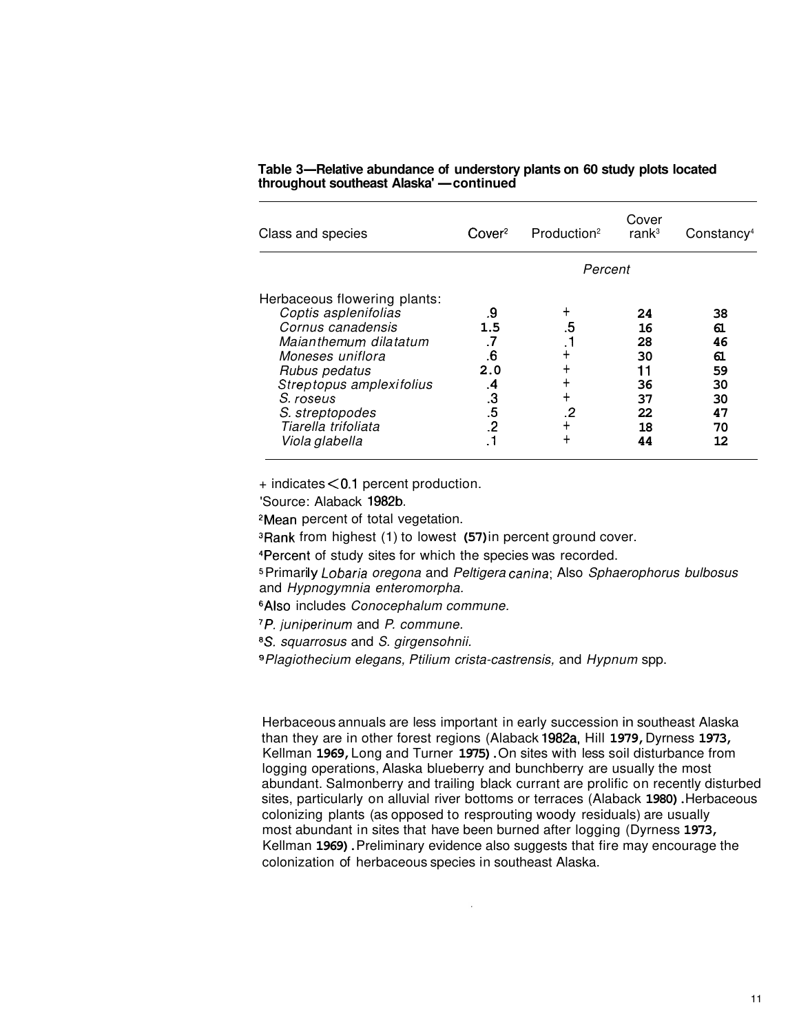**Table 3—Relative abundance of understory plants on 60 study plots located throughout southeast Alaska[1] —continued**

| Class and species | Cover[2] | Production[2] | Cover rank[3] | Constancy[4] |
|---|---|---|---|---|
| | Percent | | | |
| Herbaceous flowering plants: | | | | |
| *Coptis asplenifolias* | .9 | + | 24 | 38 |
| *Cornus canadensis* | 1.5 | .5 | 16 | 61 |
| *Maianthemum dilatatum* | .7 | .1 | 28 | 46 |
| *Moneses uniflora* | .6 | + | 30 | 61 |
| *Rubus pedatus* | 2.0 | + | 11 | 59 |
| *Streptopus amplexifolius* | .4 | + | 36 | 30 |
| *S. roseus* | .3 | + | 37 | 30 |
| *S. streptopodes* | .5 | .2 | 22 | 47 |
| *Tiarella trifoliata* | .2 | + | 18 | 70 |
| *Viola glabella* | .1 | + | 44 | 12 |

+ indicates < 0.1 percent production.

[1]Source: Alaback 1982b.

[2]Mean percent of total vegetation.

[3]Rank from highest (1) to lowest (57) in percent ground cover.

[4]Percent of study sites for which the species was recorded.

[5]Primarily *Lobaria oregona* and *Peltigera canina*; Also *Sphaerophorus bulbosus* and *Hypnogymnia enteromorpha.*

[6]Also includes *Conocephalum commune.*

[7]*P. juniperinum* and *P. commune.*

[8]*S. squarrosus* and *S. girgensohnii.*

[9]*Plagiothecium elegans, Ptilium crista-castrensis,* and *Hypnum* spp.

Herbaceous annuals are less important in early succession in southeast Alaska than they are in other forest regions (Alaback 1982a, Hill 1979, Dyrness 1973, Kellman 1969, Long and Turner 1975). On sites with less soil disturbance from logging operations, Alaska blueberry and bunchberry are usually the most abundant. Salmonberry and trailing black currant are prolific on recently disturbed sites, particularly on alluvial river bottoms or terraces (Alaback 1980). Herbaceous colonizing plants (as opposed to resprouting woody residuals) are usually most abundant in sites that have been burned after logging (Dyrness 1973, Kellman 1969). Preliminary evidence also suggests that fire may encourage the colonization of herbaceous species in southeast Alaska.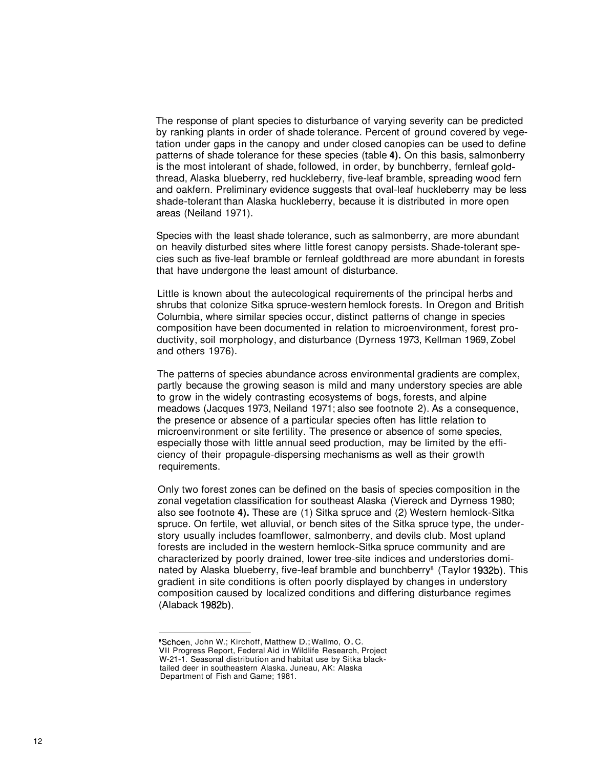The response of plant species to disturbance of varying severity can be predicted by ranking plants in order of shade tolerance. Percent of ground covered by vegetation under gaps in the canopy and under closed canopies can be used to define patterns of shade tolerance for these species (table **4).** On this basis, salmonberry is the most intolerant of shade, followed, in order, by bunchberry, fernleaf goldthread, Alaska blueberry, red huckleberry, five-leaf bramble, spreading wood fern and oakfern. Preliminary evidence suggests that oval-leaf huckleberry may be less shade-tolerant than Alaska huckleberry, because it is distributed in more open areas (Neiland 1971).

Species with the least shade tolerance, such as salmonberry, are more abundant on heavily disturbed sites where little forest canopy persists. Shade-tolerant species such as five-leaf bramble or fernleaf goldthread are more abundant in forests that have undergone the least amount of disturbance.

Little is known about the autecological requirements of the principal herbs and shrubs that colonize Sitka spruce-western hemlock forests. In Oregon and British Columbia, where similar species occur, distinct patterns of change in species composition have been documented in relation to microenvironment, forest productivity, soil morphology, and disturbance (Dyrness 1973, Kellman 1969, Zobel and others 1976).

The patterns of species abundance across environmental gradients are complex, partly because the growing season is mild and many understory species are able to grow in the widely contrasting ecosystems of bogs, forests, and alpine meadows (Jacques 1973, Neiland 1971; also see footnote 2). As a consequence, the presence or absence of a particular species often has little relation to microenvironment or site fertility. The presence or absence of some species, especially those with little annual seed production, may be limited by the efficiency of their propagule-dispersing mechanisms as well as their growth requirements.

Only two forest zones can be defined on the basis of species composition in the zonal vegetation classification for southeast Alaska (Viereck and Dyrness 1980; also see footnote **4).** These are (1) Sitka spruce and (2) Western hemlock-Sitka spruce. On fertile, wet alluvial, or bench sites of the Sitka spruce type, the understory usually includes foamflower, salmonberry, and devils club. Most upland forests are included in the western hemlock-Sitka spruce community and are characterized by poorly drained, lower tree-site indices and understories dominated by Alaska blueberry, five-leaf bramble and bunchberry[8] (Taylor 1932b). This gradient in site conditions is often poorly displayed by changes in understory composition caused by localized conditions and differing disturbance regimes (Alaback 1982b).

---

[8] Schoen, John W.; Kirchoff, Matthew D.; Wallmo, O. C. VII Progress Report, Federal Aid in Wildlife Research, Project W-21-1. Seasonal distribution and habitat use by Sitka black-tailed deer in southeastern Alaska. Juneau, AK: Alaska Department of Fish and Game; 1981.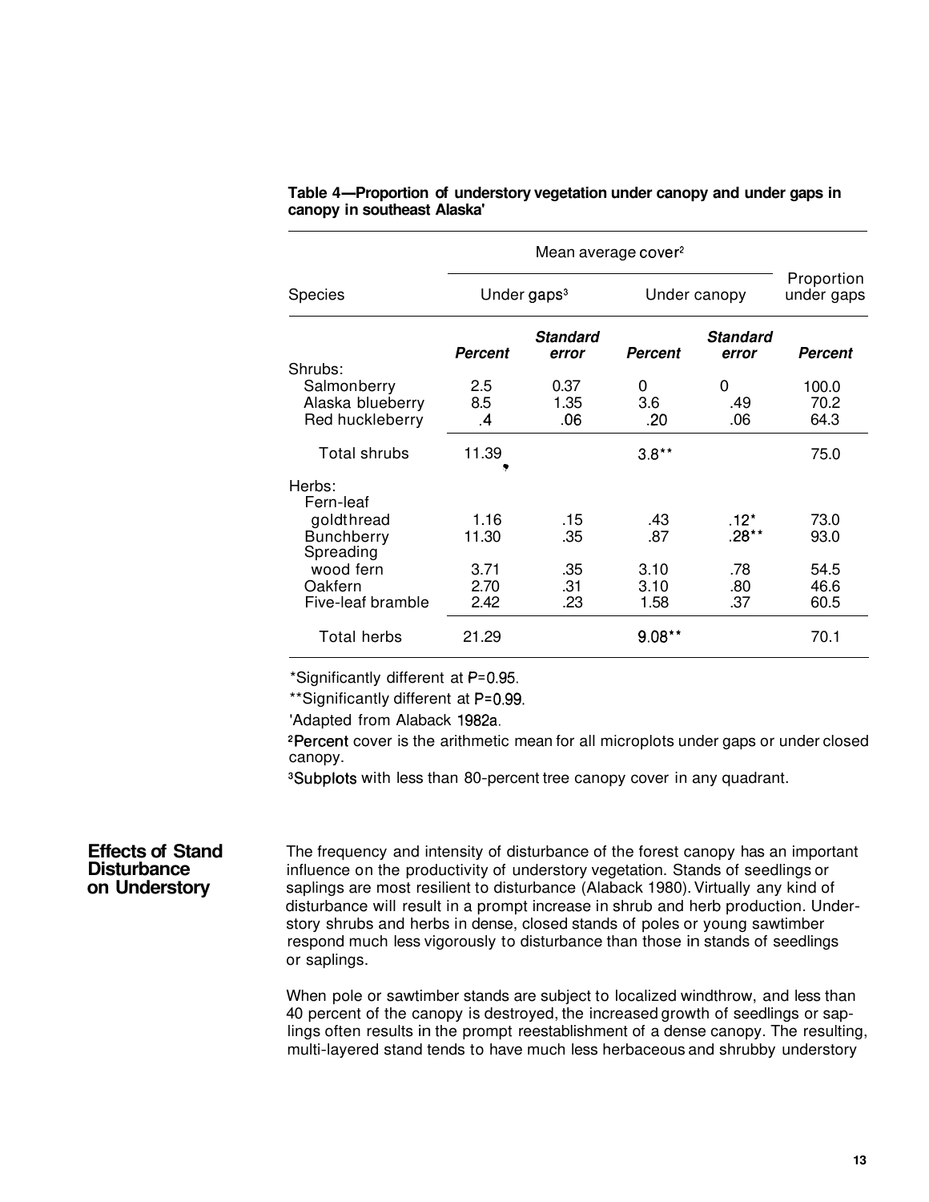**Table 4—Proportion of understory vegetation under canopy and under gaps in canopy in southeast Alaska[1]**

| Species | Mean average cover[2] | | | | Proportion under gaps |
|---|---|---|---|---|---|
| | Under gaps[3] | | Under canopy | | |
| | *Percent* | *Standard error* | *Percent* | *Standard error* | *Percent* |
| Shrubs: | | | | | |
| Salmonberry | 2.5 | 0.37 | 0 | 0 | 100.0 |
| Alaska blueberry | 8.5 | 1.35 | 3.6 | .49 | 70.2 |
| Red huckleberry | .4 | .06 | .20 | .06 | 64.3 |
| Total shrubs | 11.39 | | 3.8** | | 75.0 |
| Herbs: | | | | | |
| Fern-leaf goldthread | 1.16 | .15 | .43 | .12* | 73.0 |
| Bunchberry | 11.30 | .35 | .87 | .28** | 93.0 |
| Spreading wood fern | 3.71 | .35 | 3.10 | .78 | 54.5 |
| Oakfern | 2.70 | .31 | 3.10 | .80 | 46.6 |
| Five-leaf bramble | 2.42 | .23 | 1.58 | .37 | 60.5 |
| Total herbs | 21.29 | | 9.08** | | 70.1 |

*Significantly different at P=0.95.

**Significantly different at P=0.99.

[1]Adapted from Alaback 1982a.

[2]Percent cover is the arithmetic mean for all microplots under gaps or under closed canopy.

[3]Subplots with less than 80-percent tree canopy cover in any quadrant.

## Effects of Stand Disturbance on Understory

The frequency and intensity of disturbance of the forest canopy has an important influence on the productivity of understory vegetation. Stands of seedlings or saplings are most resilient to disturbance (Alaback 1980). Virtually any kind of disturbance will result in a prompt increase in shrub and herb production. Understory shrubs and herbs in dense, closed stands of poles or young sawtimber respond much less vigorously to disturbance than those in stands of seedlings or saplings.

When pole or sawtimber stands are subject to localized windthrow, and less than 40 percent of the canopy is destroyed, the increased growth of seedlings or saplings often results in the prompt reestablishment of a dense canopy. The resulting, multi-layered stand tends to have much less herbaceous and shrubby understory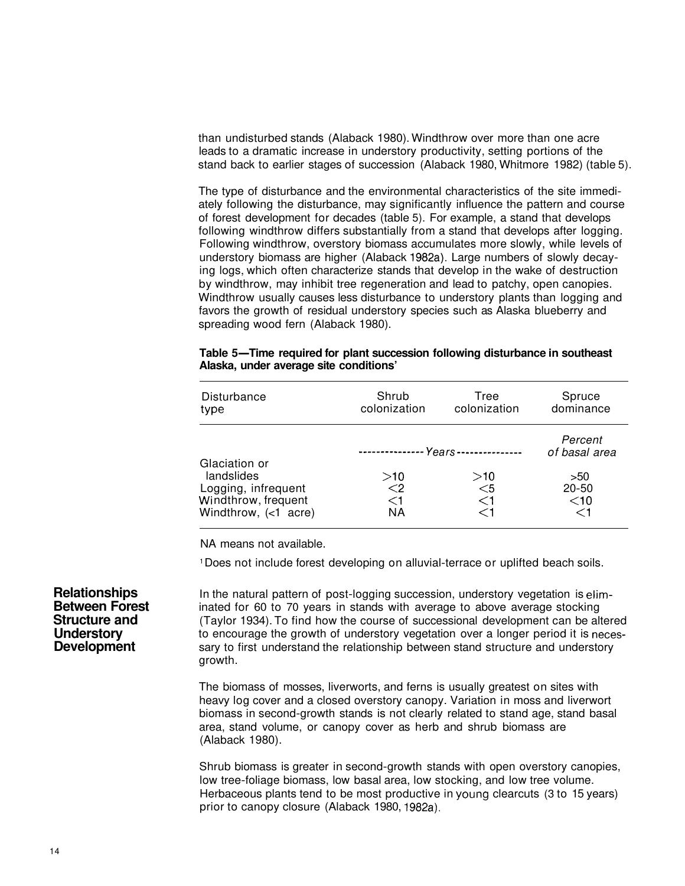than undisturbed stands (Alaback 1980). Windthrow over more than one acre leads to a dramatic increase in understory productivity, setting portions of the stand back to earlier stages of succession (Alaback 1980, Whitmore 1982) (table 5).

The type of disturbance and the environmental characteristics of the site immediately following the disturbance, may significantly influence the pattern and course of forest development for decades (table 5). For example, a stand that develops following windthrow differs substantially from a stand that develops after logging. Following windthrow, overstory biomass accumulates more slowly, while levels of understory biomass are higher (Alaback 1982a). Large numbers of slowly decaying logs, which often characterize stands that develop in the wake of destruction by windthrow, may inhibit tree regeneration and lead to patchy, open canopies. Windthrow usually causes less disturbance to understory plants than logging and favors the growth of residual understory species such as Alaska blueberry and spreading wood fern (Alaback 1980).

**Table 5—Time required for plant succession following disturbance in southeast Alaska, under average site conditions[1]**

| Disturbance type | Shrub colonization | Tree colonization | Spruce dominance |
|---|---|---|---|
| | *Years* | | *Percent of basal area* |
| Glaciation or landslides | >10 | >10 | >50 |
| Logging, infrequent | <2 | <5 | 20-50 |
| Windthrow, frequent | <1 | <1 | <10 |
| Windthrow, (<1 acre) | NA | <1 | <1 |

NA means not available.

[1] Does not include forest developing on alluvial-terrace or uplifted beach soils.

## Relationships Between Forest Structure and Understory Development

In the natural pattern of post-logging succession, understory vegetation is eliminated for 60 to 70 years in stands with average to above average stocking (Taylor 1934). To find how the course of successional development can be altered to encourage the growth of understory vegetation over a longer period it is necessary to first understand the relationship between stand structure and understory growth.

The biomass of mosses, liverworts, and ferns is usually greatest on sites with heavy log cover and a closed overstory canopy. Variation in moss and liverwort biomass in second-growth stands is not clearly related to stand age, stand basal area, stand volume, or canopy cover as herb and shrub biomass are (Alaback 1980).

Shrub biomass is greater in second-growth stands with open overstory canopies, low tree-foliage biomass, low basal area, low stocking, and low tree volume. Herbaceous plants tend to be most productive in young clearcuts (3 to 15 years) prior to canopy closure (Alaback 1980, 1982a).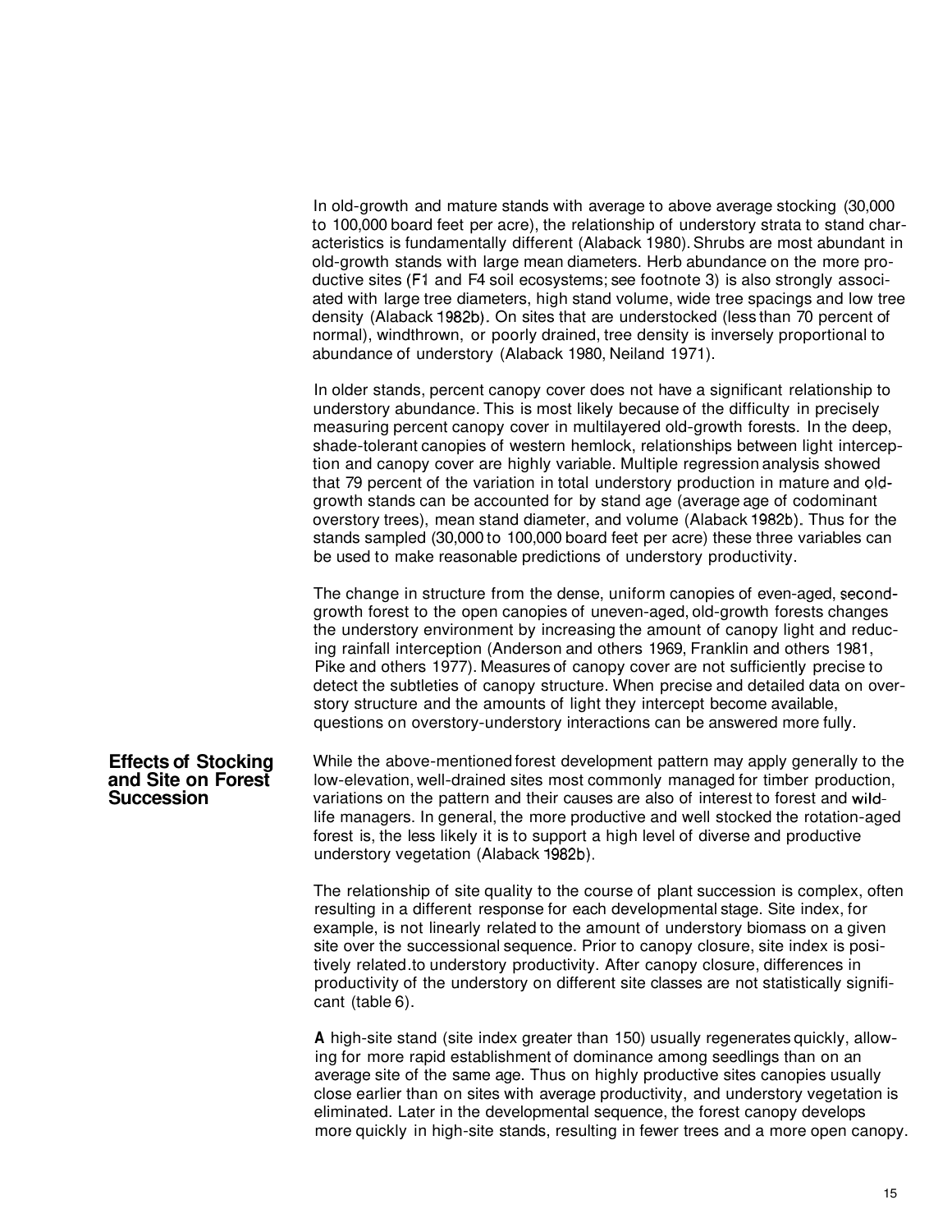In old-growth and mature stands with average to above average stocking (30,000 to 100,000 board feet per acre), the relationship of understory strata to stand characteristics is fundamentally different (Alaback 1980). Shrubs are most abundant in old-growth stands with large mean diameters. Herb abundance on the more productive sites (F1 and F4 soil ecosystems; see footnote 3) is also strongly associated with large tree diameters, high stand volume, wide tree spacings and low tree density (Alaback 1982b). On sites that are understocked (less than 70 percent of normal), windthrown, or poorly drained, tree density is inversely proportional to abundance of understory (Alaback 1980, Neiland 1971).

In older stands, percent canopy cover does not have a significant relationship to understory abundance. This is most likely because of the difficulty in precisely measuring percent canopy cover in multilayered old-growth forests. In the deep, shade-tolerant canopies of western hemlock, relationships between light interception and canopy cover are highly variable. Multiple regression analysis showed that 79 percent of the variation in total understory production in mature and old-growth stands can be accounted for by stand age (average age of codominant overstory trees), mean stand diameter, and volume (Alaback 1982b). Thus for the stands sampled (30,000 to 100,000 board feet per acre) these three variables can be used to make reasonable predictions of understory productivity.

The change in structure from the dense, uniform canopies of even-aged, second-growth forest to the open canopies of uneven-aged, old-growth forests changes the understory environment by increasing the amount of canopy light and reducing rainfall interception (Anderson and others 1969, Franklin and others 1981, Pike and others 1977). Measures of canopy cover are not sufficiently precise to detect the subtleties of canopy structure. When precise and detailed data on overstory structure and the amounts of light they intercept become available, questions on overstory-understory interactions can be answered more fully.

## Effects of Stocking and Site on Forest Succession

While the above-mentioned forest development pattern may apply generally to the low-elevation, well-drained sites most commonly managed for timber production, variations on the pattern and their causes are also of interest to forest and wildlife managers. In general, the more productive and well stocked the rotation-aged forest is, the less likely it is to support a high level of diverse and productive understory vegetation (Alaback 1982b).

The relationship of site quality to the course of plant succession is complex, often resulting in a different response for each developmental stage. Site index, for example, is not linearly related to the amount of understory biomass on a given site over the successional sequence. Prior to canopy closure, site index is positively related to understory productivity. After canopy closure, differences in productivity of the understory on different site classes are not statistically significant (table 6).

A high-site stand (site index greater than 150) usually regenerates quickly, allowing for more rapid establishment of dominance among seedlings than on an average site of the same age. Thus on highly productive sites canopies usually close earlier than on sites with average productivity, and understory vegetation is eliminated. Later in the developmental sequence, the forest canopy develops more quickly in high-site stands, resulting in fewer trees and a more open canopy.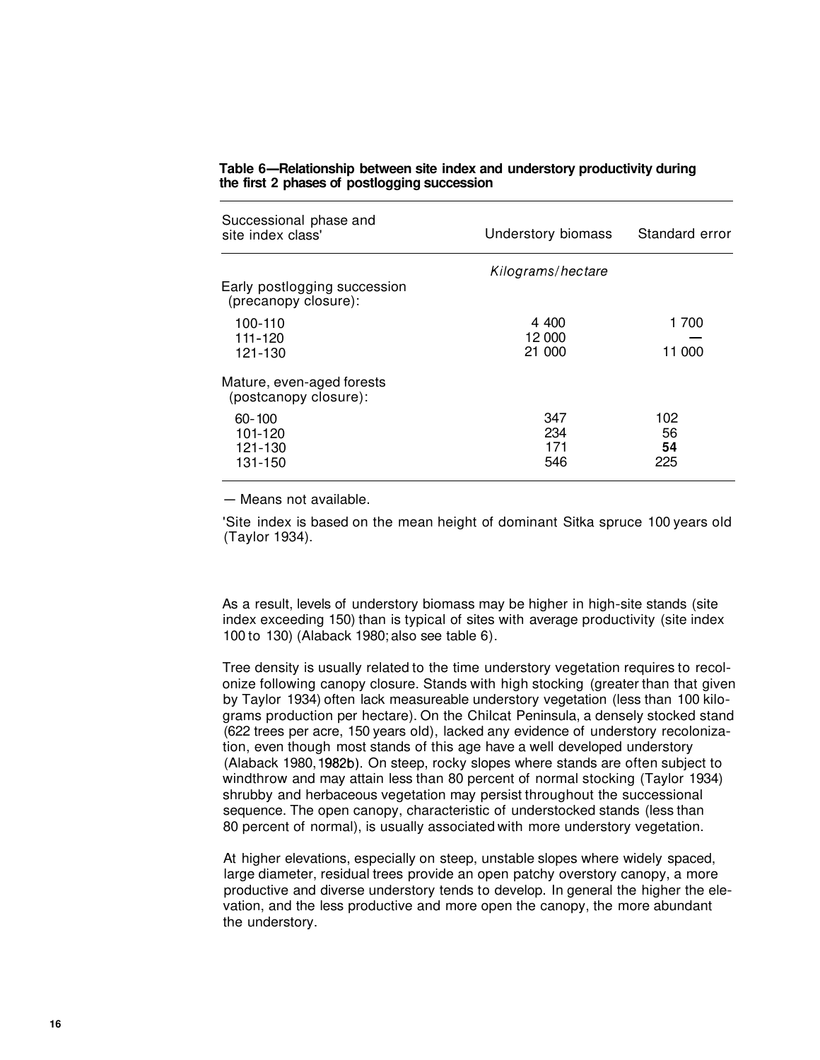**Table 6—Relationship between site index and understory productivity during the first 2 phases of postlogging succession**

| Successional phase and site index class[1] | Understory biomass | Standard error |
|---|---|---|
| | *Kilograms/hectare* | |
| Early postlogging succession (precanopy closure): | | |
| 100-110 | 4 400 | 1 700 |
| 111-120 | 12 000 | — |
| 121-130 | 21 000 | 11 000 |
| Mature, even-aged forests (postcanopy closure): | | |
| 60-100 | 347 | 102 |
| 101-120 | 234 | 56 |
| 121-130 | 171 | 54 |
| 131-150 | 546 | 225 |

— Means not available.

[1] Site index is based on the mean height of dominant Sitka spruce 100 years old (Taylor 1934).

As a result, levels of understory biomass may be higher in high-site stands (site index exceeding 150) than is typical of sites with average productivity (site index 100 to 130) (Alaback 1980; also see table 6).

Tree density is usually related to the time understory vegetation requires to recolonize following canopy closure. Stands with high stocking (greater than that given by Taylor 1934) often lack measureable understory vegetation (less than 100 kilograms production per hectare). On the Chilcat Peninsula, a densely stocked stand (622 trees per acre, 150 years old), lacked any evidence of understory recolonization, even though most stands of this age have a well developed understory (Alaback 1980, 1982b). On steep, rocky slopes where stands are often subject to windthrow and may attain less than 80 percent of normal stocking (Taylor 1934) shrubby and herbaceous vegetation may persist throughout the successional sequence. The open canopy, characteristic of understocked stands (less than 80 percent of normal), is usually associated with more understory vegetation.

At higher elevations, especially on steep, unstable slopes where widely spaced, large diameter, residual trees provide an open patchy overstory canopy, a more productive and diverse understory tends to develop. In general the higher the elevation, and the less productive and more open the canopy, the more abundant the understory.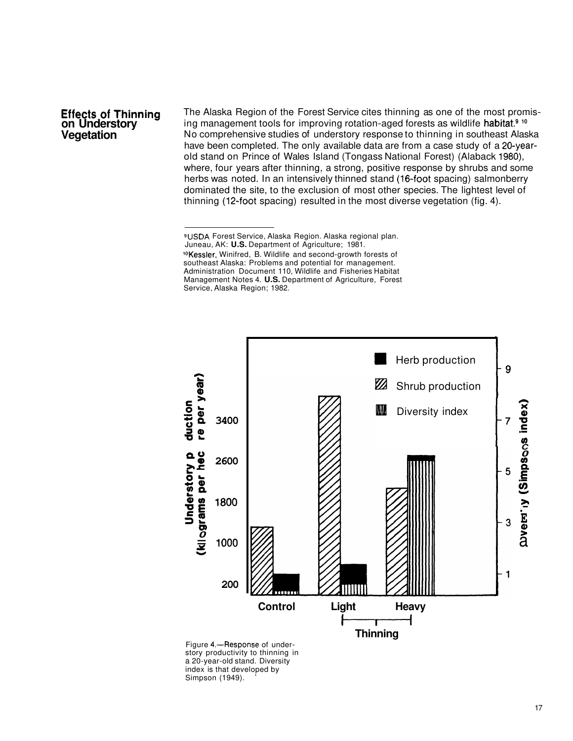## Effects of Thinning on Understory Vegetation

The Alaska Region of the Forest Service cites thinning as one of the most promising management tools for improving rotation-aged forests as wildlife habitat.[9] [10] No comprehensive studies of understory response to thinning in southeast Alaska have been completed. The only available data are from a case study of a 20-year-old stand on Prince of Wales Island (Tongass National Forest) (Alaback 1980), where, four years after thinning, a strong, positive response by shrubs and some herbs was noted. In an intensively thinned stand (16-foot spacing) salmonberry dominated the site, to the exclusion of most other species. The lightest level of thinning (12-foot spacing) resulted in the most diverse vegetation (fig. 4).

---

[9] USDA Forest Service, Alaska Region. Alaska regional plan. Juneau, AK: **U.S.** Department of Agriculture; 1981.

[10] Kessler, Winifred, B. Wildlife and second-growth forests of southeast Alaska: Problems and potential for management. Administration Document 110, Wildlife and Fisheries Habitat Management Notes 4. **U.S.** Department of Agriculture, Forest Service, Alaska Region; 1982.

Figure 4.—Response of understory productivity to thinning in a 20-year-old stand. Diversity index is that developed by Simpson (1949).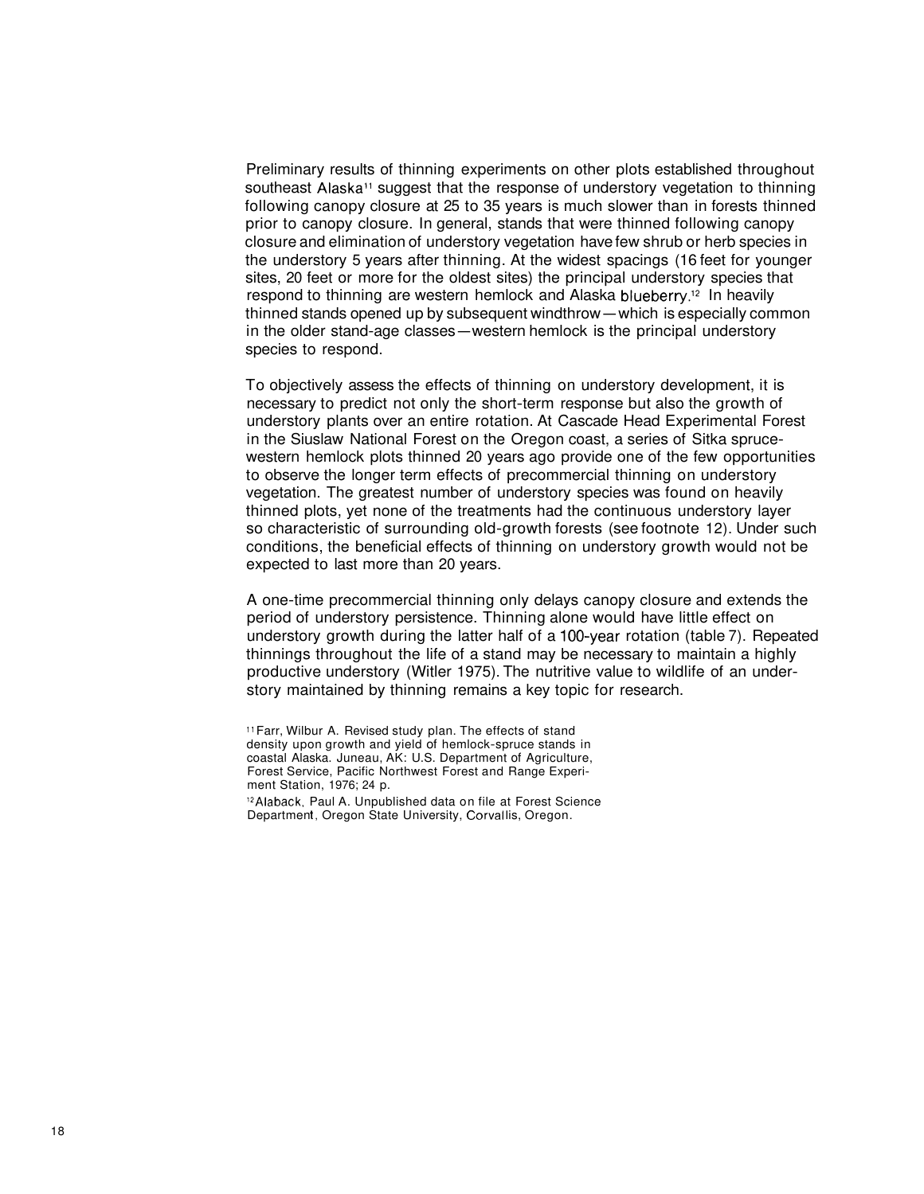Preliminary results of thinning experiments on other plots established throughout southeast Alaska[11] suggest that the response of understory vegetation to thinning following canopy closure at 25 to 35 years is much slower than in forests thinned prior to canopy closure. In general, stands that were thinned following canopy closure and elimination of understory vegetation have few shrub or herb species in the understory 5 years after thinning. At the widest spacings (16 feet for younger sites, 20 feet or more for the oldest sites) the principal understory species that respond to thinning are western hemlock and Alaska blueberry.[12] In heavily thinned stands opened up by subsequent windthrow—which is especially common in the older stand-age classes—western hemlock is the principal understory species to respond.

To objectively assess the effects of thinning on understory development, it is necessary to predict not only the short-term response but also the growth of understory plants over an entire rotation. At Cascade Head Experimental Forest in the Siuslaw National Forest on the Oregon coast, a series of Sitka spruce-western hemlock plots thinned 20 years ago provide one of the few opportunities to observe the longer term effects of precommercial thinning on understory vegetation. The greatest number of understory species was found on heavily thinned plots, yet none of the treatments had the continuous understory layer so characteristic of surrounding old-growth forests (see footnote 12). Under such conditions, the beneficial effects of thinning on understory growth would not be expected to last more than 20 years.

A one-time precommercial thinning only delays canopy closure and extends the period of understory persistence. Thinning alone would have little effect on understory growth during the latter half of a 100-year rotation (table 7). Repeated thinnings throughout the life of a stand may be necessary to maintain a highly productive understory (Witler 1975). The nutritive value to wildlife of an understory maintained by thinning remains a key topic for research.

[11] Farr, Wilbur A. Revised study plan. The effects of stand density upon growth and yield of hemlock-spruce stands in coastal Alaska. Juneau, AK: U.S. Department of Agriculture, Forest Service, Pacific Northwest Forest and Range Experiment Station, 1976; 24 p.

[12] Alaback, Paul A. Unpublished data on file at Forest Science Department, Oregon State University, Corvallis, Oregon.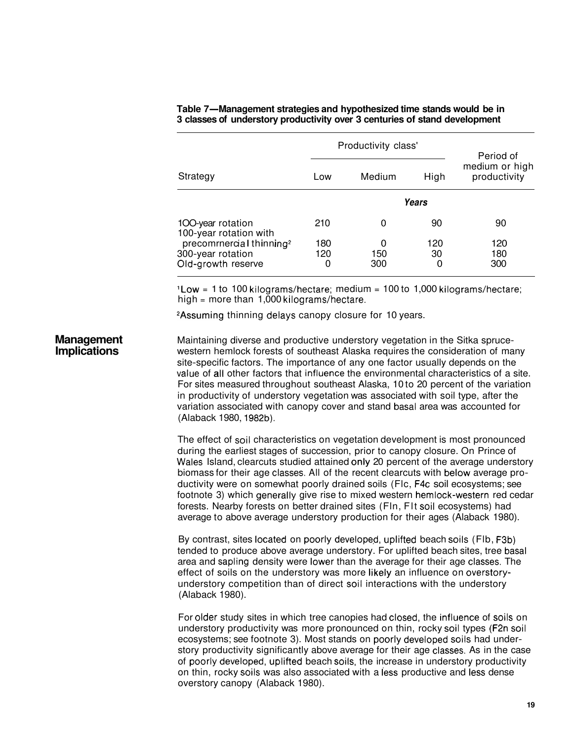**Table 7—Management strategies and hypothesized time stands would be in 3 classes of understory productivity over 3 centuries of stand development**

| Strategy | Productivity class[1] | | | Period of medium or high productivity |
|---|---|---|---|---|
| | Low | Medium | High | |
| | *Years* | | | |
| 100-year rotation | 210 | 0 | 90 | 90 |
| 100-year rotation with precommercial thinning[2] | 180 | 0 | 120 | 120 |
| 300-year rotation | 120 | 150 | 30 | 180 |
| Old-growth reserve | 0 | 300 | 0 | 300 |

[1] Low = 1 to 100 kilograms/hectare; medium = 100 to 1,000 kilograms/hectare; high = more than 1,000 kilograms/hectare.

[2] Assuming thinning delays canopy closure for 10 years.

## Management Implications

Maintaining diverse and productive understory vegetation in the Sitka spruce-western hemlock forests of southeast Alaska requires the consideration of many site-specific factors. The importance of any one factor usually depends on the value of all other factors that influence the environmental characteristics of a site. For sites measured throughout southeast Alaska, 10 to 20 percent of the variation in productivity of understory vegetation was associated with soil type, after the variation associated with canopy cover and stand basal area was accounted for (Alaback 1980, 1982b).

The effect of soil characteristics on vegetation development is most pronounced during the earliest stages of succession, prior to canopy closure. On Prince of Wales Island, clearcuts studied attained only 20 percent of the average understory biomass for their age classes. All of the recent clearcuts with below average productivity were on somewhat poorly drained soils (Flc, F4c soil ecosystems; see footnote 3) which generally give rise to mixed western hemlock-western red cedar forests. Nearby forests on better drained sites (Fln, Flt soil ecosystems) had average to above average understory production for their ages (Alaback 1980).

By contrast, sites located on poorly developed, uplifted beach soils (Flb, F3b) tended to produce above average understory. For uplifted beach sites, tree basal area and sapling density were lower than the average for their age classes. The effect of soils on the understory was more likely an influence on overstory-understory competition than of direct soil interactions with the understory (Alaback 1980).

For older study sites in which tree canopies had closed, the influence of soils on understory productivity was more pronounced on thin, rocky soil types (F2n soil ecosystems; see footnote 3). Most stands on poorly developed soils had understory productivity significantly above average for their age classes. As in the case of poorly developed, uplifted beach soils, the increase in understory productivity on thin, rocky soils was also associated with a less productive and less dense overstory canopy (Alaback 1980).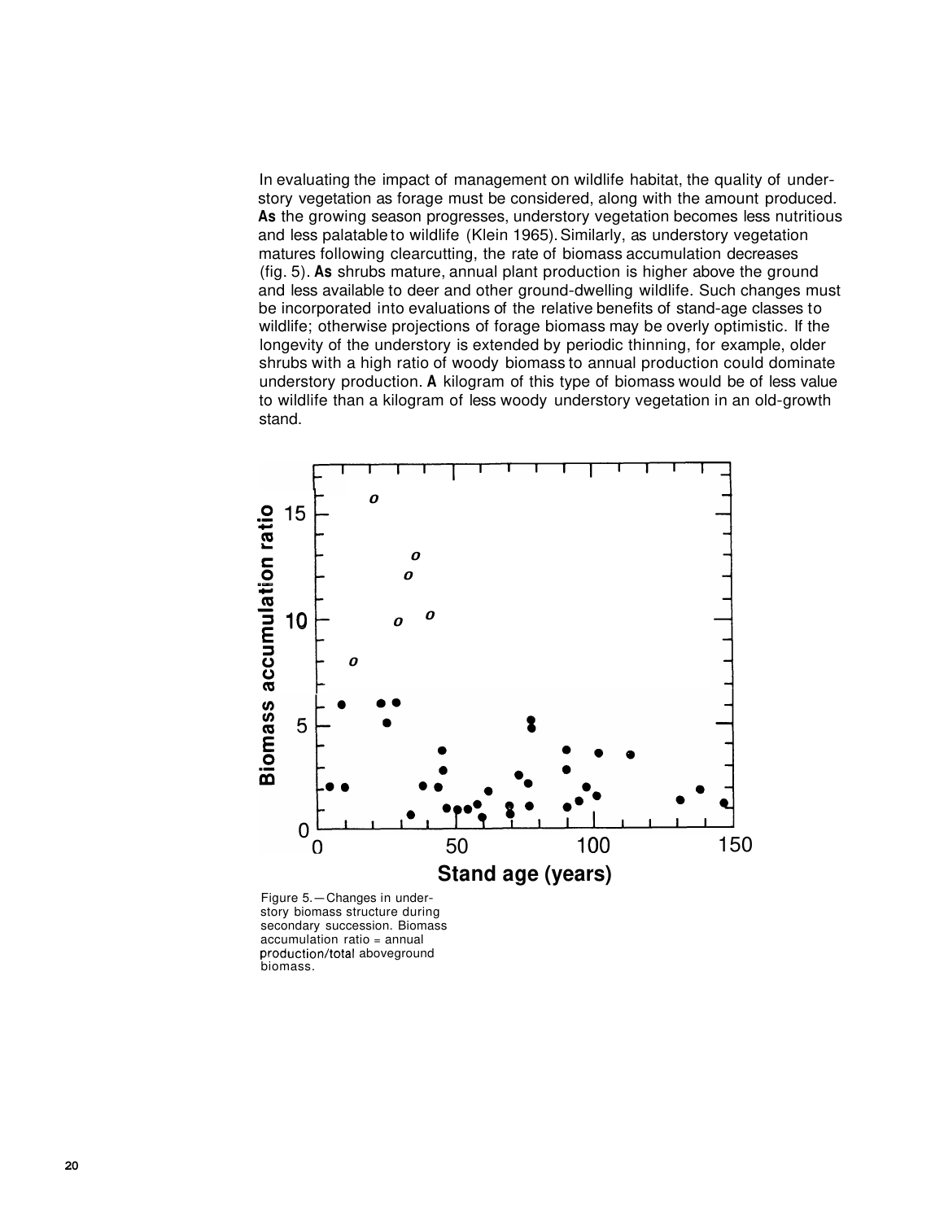In evaluating the impact of management on wildlife habitat, the quality of understory vegetation as forage must be considered, along with the amount produced. As the growing season progresses, understory vegetation becomes less nutritious and less palatable to wildlife (Klein 1965). Similarly, as understory vegetation matures following clearcutting, the rate of biomass accumulation decreases (fig. 5). As shrubs mature, annual plant production is higher above the ground and less available to deer and other ground-dwelling wildlife. Such changes must be incorporated into evaluations of the relative benefits of stand-age classes to wildlife; otherwise projections of forage biomass may be overly optimistic. If the longevity of the understory is extended by periodic thinning, for example, older shrubs with a high ratio of woody biomass to annual production could dominate understory production. A kilogram of this type of biomass would be of less value to wildlife than a kilogram of less woody understory vegetation in an old-growth stand.

Figure 5.—Changes in understory biomass structure during secondary succession. Biomass accumulation ratio = annual production/total aboveground biomass.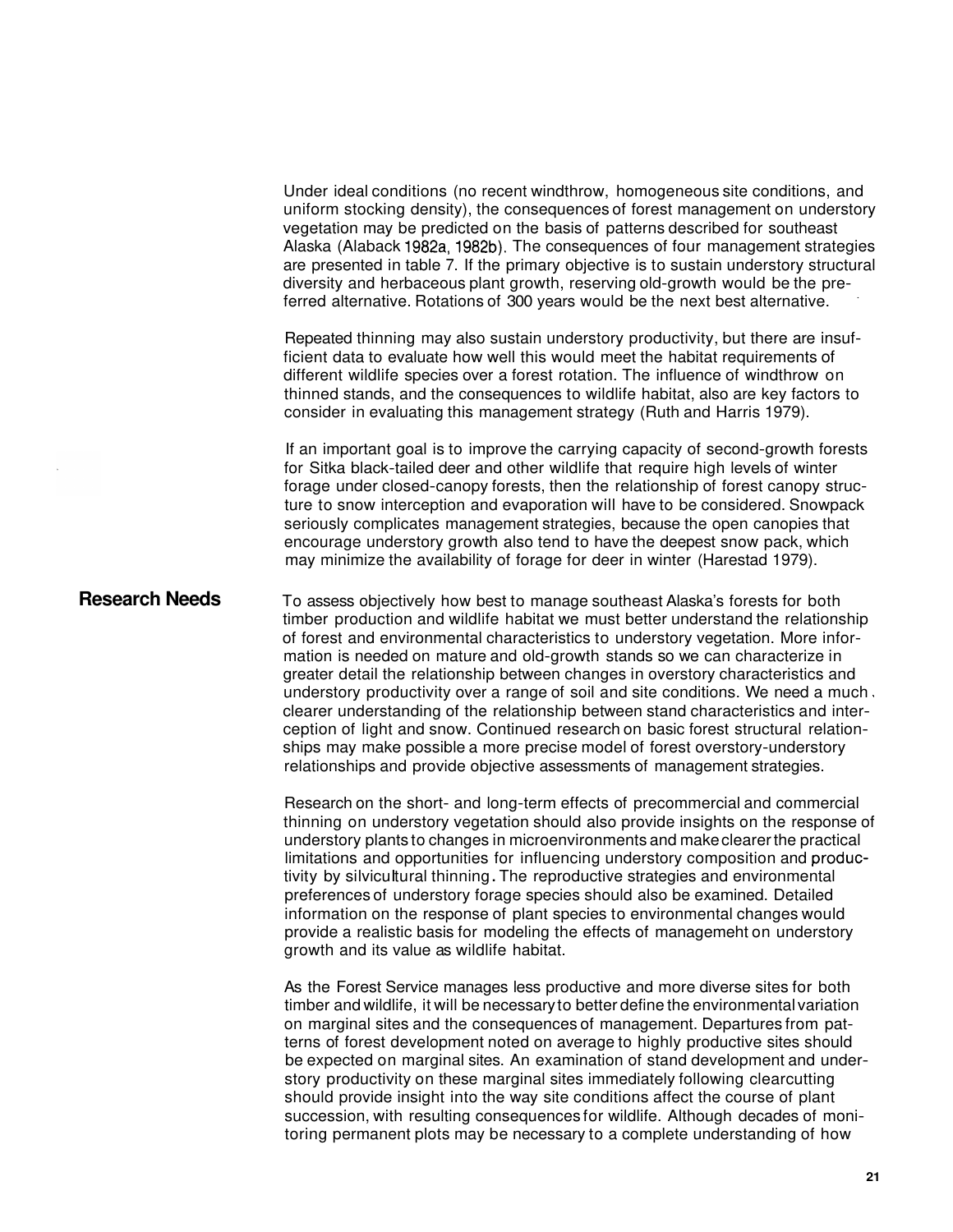Under ideal conditions (no recent windthrow, homogeneous site conditions, and uniform stocking density), the consequences of forest management on understory vegetation may be predicted on the basis of patterns described for southeast Alaska (Alaback 1982a, 1982b). The consequences of four management strategies are presented in table 7. If the primary objective is to sustain understory structural diversity and herbaceous plant growth, reserving old-growth would be the preferred alternative. Rotations of 300 years would be the next best alternative.

Repeated thinning may also sustain understory productivity, but there are insufficient data to evaluate how well this would meet the habitat requirements of different wildlife species over a forest rotation. The influence of windthrow on thinned stands, and the consequences to wildlife habitat, also are key factors to consider in evaluating this management strategy (Ruth and Harris 1979).

If an important goal is to improve the carrying capacity of second-growth forests for Sitka black-tailed deer and other wildlife that require high levels of winter forage under closed-canopy forests, then the relationship of forest canopy structure to snow interception and evaporation will have to be considered. Snowpack seriously complicates management strategies, because the open canopies that encourage understory growth also tend to have the deepest snow pack, which may minimize the availability of forage for deer in winter (Harestad 1979).

## Research Needs

To assess objectively how best to manage southeast Alaska's forests for both timber production and wildlife habitat we must better understand the relationship of forest and environmental characteristics to understory vegetation. More information is needed on mature and old-growth stands so we can characterize in greater detail the relationship between changes in overstory characteristics and understory productivity over a range of soil and site conditions. We need a much clearer understanding of the relationship between stand characteristics and interception of light and snow. Continued research on basic forest structural relationships may make possible a more precise model of forest overstory-understory relationships and provide objective assessments of management strategies.

Research on the short- and long-term effects of precommercial and commercial thinning on understory vegetation should also provide insights on the response of understory plants to changes in microenvironments and make clearer the practical limitations and opportunities for influencing understory composition and productivity by silvicultural thinning. The reproductive strategies and environmental preferences of understory forage species should also be examined. Detailed information on the response of plant species to environmental changes would provide a realistic basis for modeling the effects of managemeht on understory growth and its value as wildlife habitat.

As the Forest Service manages less productive and more diverse sites for both timber and wildlife, it will be necessary to better define the environmental variation on marginal sites and the consequences of management. Departures from patterns of forest development noted on average to highly productive sites should be expected on marginal sites. An examination of stand development and understory productivity on these marginal sites immediately following clearcutting should provide insight into the way site conditions affect the course of plant succession, with resulting consequences for wildlife. Although decades of monitoring permanent plots may be necessary to a complete understanding of how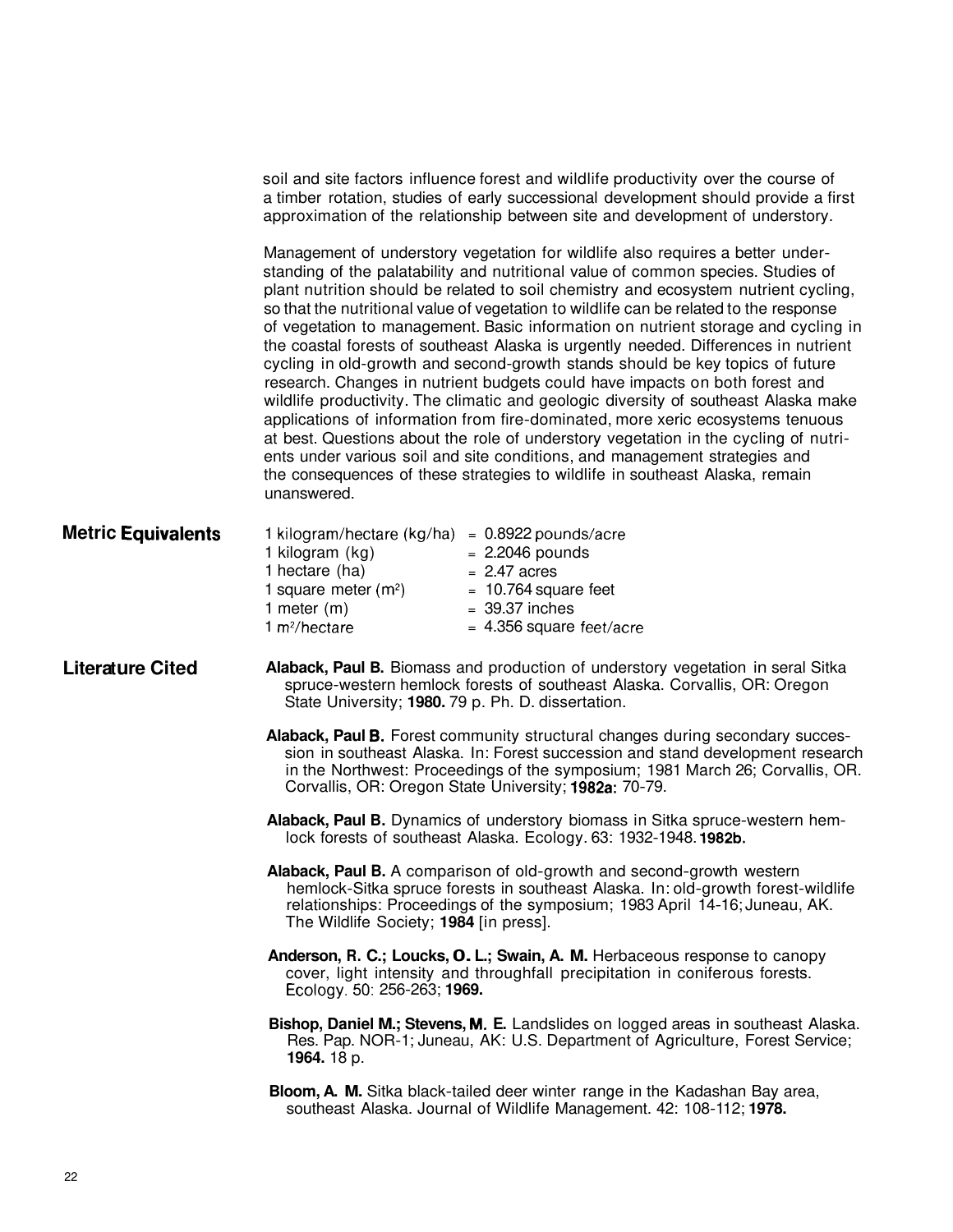soil and site factors influence forest and wildlife productivity over the course of a timber rotation, studies of early successional development should provide a first approximation of the relationship between site and development of understory.

Management of understory vegetation for wildlife also requires a better understanding of the palatability and nutritional value of common species. Studies of plant nutrition should be related to soil chemistry and ecosystem nutrient cycling, so that the nutritional value of vegetation to wildlife can be related to the response of vegetation to management. Basic information on nutrient storage and cycling in the coastal forests of southeast Alaska is urgently needed. Differences in nutrient cycling in old-growth and second-growth stands should be key topics of future research. Changes in nutrient budgets could have impacts on both forest and wildlife productivity. The climatic and geologic diversity of southeast Alaska make applications of information from fire-dominated, more xeric ecosystems tenuous at best. Questions about the role of understory vegetation in the cycling of nutrients under various soil and site conditions, and management strategies and the consequences of these strategies to wildlife in southeast Alaska, remain unanswered.

## Metric Equivalents

| | |
|---|---|
| 1 kilogram/hectare (kg/ha) | = 0.8922 pounds/acre |
| 1 kilogram (kg) | = 2.2046 pounds |
| 1 hectare (ha) | = 2.47 acres |
| 1 square meter ($m^2$) | = 10.764 square feet |
| 1 meter (m) | = 39.37 inches |
| 1 $m^2$/hectare | = 4.356 square feet/acre |

## Literature Cited

**Alaback, Paul B.** Biomass and production of understory vegetation in seral Sitka spruce-western hemlock forests of southeast Alaska. Corvallis, OR: Oregon State University; **1980.** 79 p. Ph. D. dissertation.

**Alaback, Paul B.** Forest community structural changes during secondary succession in southeast Alaska. In: Forest succession and stand development research in the Northwest: Proceedings of the symposium; 1981 March 26; Corvallis, OR. Corvallis, OR: Oregon State University; **1982a**: 70-79.

**Alaback, Paul B.** Dynamics of understory biomass in Sitka spruce-western hemlock forests of southeast Alaska. Ecology. 63: 1932-1948. **1982b.**

**Alaback, Paul B.** A comparison of old-growth and second-growth western hemlock-Sitka spruce forests in southeast Alaska. In: old-growth forest-wildlife relationships: Proceedings of the symposium; 1983 April 14-16; Juneau, AK. The Wildlife Society; **1984** [in press].

**Anderson, R. C.; Loucks, O. L.; Swain, A. M.** Herbaceous response to canopy cover, light intensity and throughfall precipitation in coniferous forests. Ecology. 50: 256-263; **1969.**

**Bishop, Daniel M.; Stevens, M. E.** Landslides on logged areas in southeast Alaska. Res. Pap. NOR-1; Juneau, AK: U.S. Department of Agriculture, Forest Service; **1964.** 18 p.

**Bloom, A. M.** Sitka black-tailed deer winter range in the Kadashan Bay area, southeast Alaska. Journal of Wildlife Management. 42: 108-112; **1978.**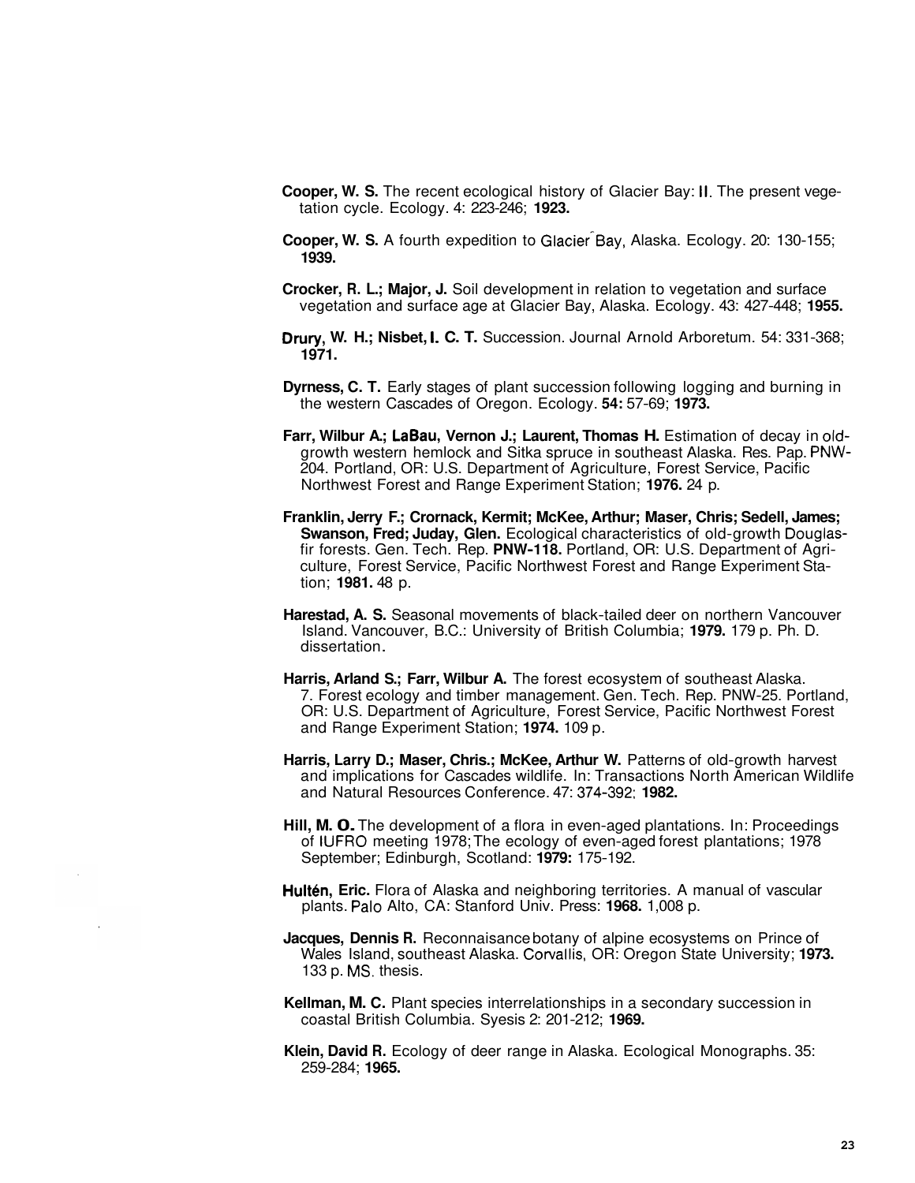**Cooper, W. S.** The recent ecological history of Glacier Bay: II. The present vegetation cycle. Ecology. 4: 223-246; **1923.**

**Cooper, W. S.** A fourth expedition to Glacier Bay, Alaska. Ecology. 20: 130-155; **1939.**

**Crocker, R. L.; Major, J.** Soil development in relation to vegetation and surface vegetation and surface age at Glacier Bay, Alaska. Ecology. 43: 427-448; **1955.**

**Drury, W. H.; Nisbet, I. C. T.** Succession. Journal Arnold Arboretum. 54: 331-368; **1971.**

**Dyrness, C. T.** Early stages of plant succession following logging and burning in the western Cascades of Oregon. Ecology. **54:** 57-69; **1973.**

**Farr, Wilbur A.; LaBau, Vernon J.; Laurent, Thomas H.** Estimation of decay in old-growth western hemlock and Sitka spruce in southeast Alaska. Res. Pap. PNW-204. Portland, OR: U.S. Department of Agriculture, Forest Service, Pacific Northwest Forest and Range Experiment Station; **1976.** 24 p.

**Franklin, Jerry F.; Crornack, Kermit; McKee, Arthur; Maser, Chris; Sedell, James; Swanson, Fred; Juday, Glen.** Ecological characteristics of old-growth Douglas-fir forests. Gen. Tech. Rep. **PNW-118.** Portland, OR: U.S. Department of Agriculture, Forest Service, Pacific Northwest Forest and Range Experiment Station; **1981.** 48 p.

**Harestad, A. S.** Seasonal movements of black-tailed deer on northern Vancouver Island. Vancouver, B.C.: University of British Columbia; **1979.** 179 p. Ph. D. dissertation.

**Harris, Arland S.; Farr, Wilbur A.** The forest ecosystem of southeast Alaska. 7. Forest ecology and timber management. Gen. Tech. Rep. PNW-25. Portland, OR: U.S. Department of Agriculture, Forest Service, Pacific Northwest Forest and Range Experiment Station; **1974.** 109 p.

**Harris, Larry D.; Maser, Chris.; McKee, Arthur W.** Patterns of old-growth harvest and implications for Cascades wildlife. In: Transactions North American Wildlife and Natural Resources Conference. 47: 374-392; **1982.**

**Hill, M. O.** The development of a flora in even-aged plantations. In: Proceedings of IUFRO meeting 1978; The ecology of even-aged forest plantations; 1978 September; Edinburgh, Scotland: **1979:** 175-192.

**Hultén, Eric.** Flora of Alaska and neighboring territories. A manual of vascular plants. Palo Alto, CA: Stanford Univ. Press: **1968.** 1,008 p.

**Jacques, Dennis R.** Reconnaisance botany of alpine ecosystems on Prince of Wales Island, southeast Alaska. Corvallis, OR: Oregon State University; **1973.** 133 p. MS. thesis.

**Kellman, M. C.** Plant species interrelationships in a secondary succession in coastal British Columbia. Syesis 2: 201-212; **1969.**

**Klein, David R.** Ecology of deer range in Alaska. Ecological Monographs. 35: 259-284; **1965.**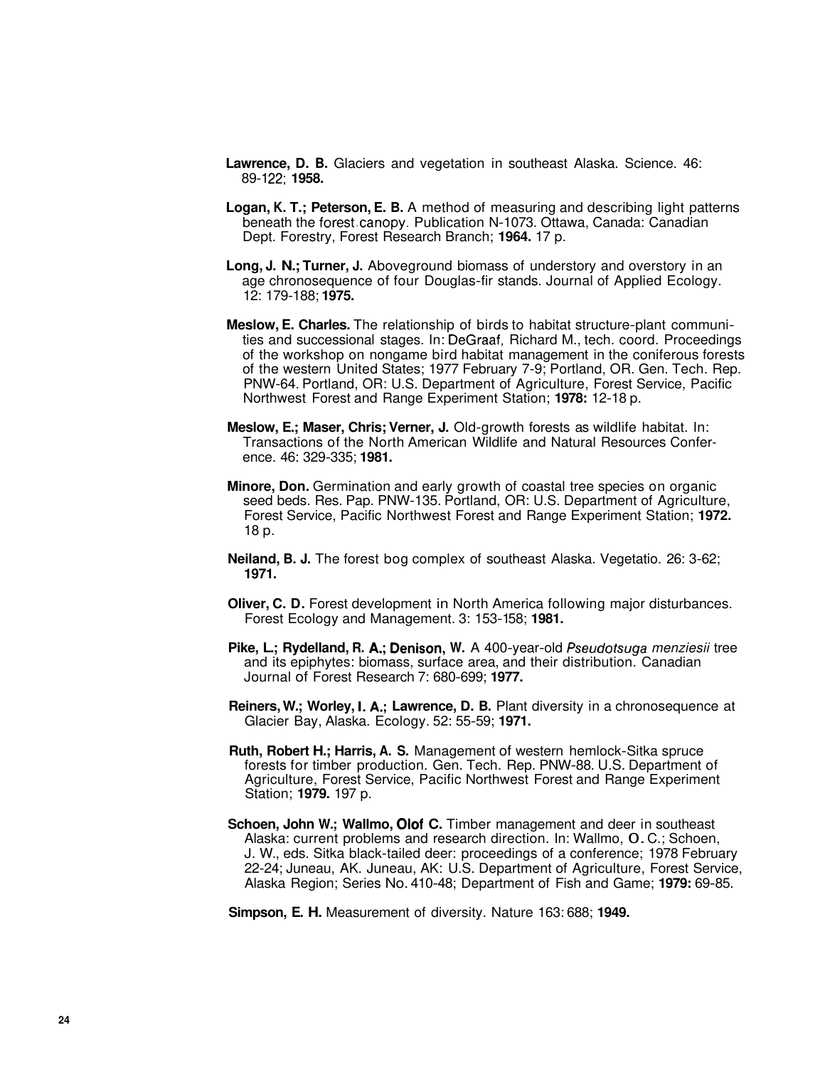**Lawrence, D. B.** Glaciers and vegetation in southeast Alaska. Science. 46: 89-122; **1958.**

**Logan, K. T.; Peterson, E. B.** A method of measuring and describing light patterns beneath the forest canopy. Publication N-1073. Ottawa, Canada: Canadian Dept. Forestry, Forest Research Branch; **1964.** 17 p.

**Long, J. N.; Turner, J.** Aboveground biomass of understory and overstory in an age chronosequence of four Douglas-fir stands. Journal of Applied Ecology. 12: 179-188; **1975.**

**Meslow, E. Charles.** The relationship of birds to habitat structure-plant communities and successional stages. In: DeGraaf, Richard M., tech. coord. Proceedings of the workshop on nongame bird habitat management in the coniferous forests of the western United States; 1977 February 7-9; Portland, OR. Gen. Tech. Rep. PNW-64. Portland, OR: U.S. Department of Agriculture, Forest Service, Pacific Northwest Forest and Range Experiment Station; **1978:** 12-18 p.

**Meslow, E.; Maser, Chris; Verner, J.** Old-growth forests as wildlife habitat. In: Transactions of the North American Wildlife and Natural Resources Conference. 46: 329-335; **1981.**

**Minore, Don.** Germination and early growth of coastal tree species on organic seed beds. Res. Pap. PNW-135. Portland, OR: U.S. Department of Agriculture, Forest Service, Pacific Northwest Forest and Range Experiment Station; **1972.** 18 p.

**Neiland, B. J.** The forest bog complex of southeast Alaska. Vegetatio. 26: 3-62; **1971.**

**Oliver, C. D.** Forest development in North America following major disturbances. Forest Ecology and Management. 3: 153-158; **1981.**

**Pike, L.; Rydelland, R. A.; Denison, W.** A 400-year-old *Pseudotsuga menziesii* tree and its epiphytes: biomass, surface area, and their distribution. Canadian Journal of Forest Research 7: 680-699; **1977.**

**Reiners, W.; Worley, I. A.; Lawrence, D. B.** Plant diversity in a chronosequence at Glacier Bay, Alaska. Ecology. 52: 55-59; **1971.**

**Ruth, Robert H.; Harris, A. S.** Management of western hemlock-Sitka spruce forests for timber production. Gen. Tech. Rep. PNW-88. U.S. Department of Agriculture, Forest Service, Pacific Northwest Forest and Range Experiment Station; **1979.** 197 p.

**Schoen, John W.; Wallmo, Olof C.** Timber management and deer in southeast Alaska: current problems and research direction. In: Wallmo, O. C.; Schoen, J. W., eds. Sitka black-tailed deer: proceedings of a conference; 1978 February 22-24; Juneau, AK. Juneau, AK: U.S. Department of Agriculture, Forest Service, Alaska Region; Series No. 410-48; Department of Fish and Game; **1979:** 69-85.

**Simpson, E. H.** Measurement of diversity. Nature 163: 688; **1949.**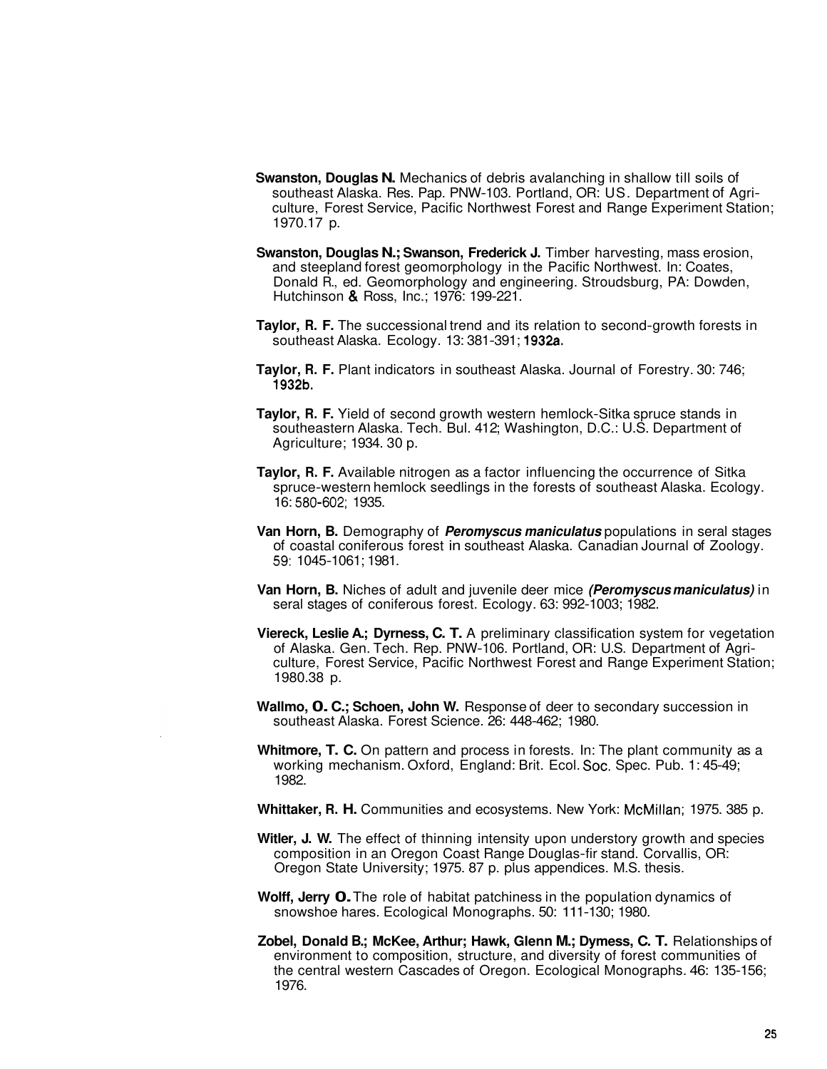**Swanston, Douglas N.** Mechanics of debris avalanching in shallow till soils of southeast Alaska. Res. Pap. PNW-103. Portland, OR: US. Department of Agriculture, Forest Service, Pacific Northwest Forest and Range Experiment Station; 1970.17 p.

**Swanston, Douglas N.; Swanson, Frederick J.** Timber harvesting, mass erosion, and steepland forest geomorphology in the Pacific Northwest. In: Coates, Donald R., ed. Geomorphology and engineering. Stroudsburg, PA: Dowden, Hutchinson & Ross, Inc.; 1976: 199-221.

**Taylor, R. F.** The successional trend and its relation to second-growth forests in southeast Alaska. Ecology. 13: 381-391; **1932a.**

**Taylor, R. F.** Plant indicators in southeast Alaska. Journal of Forestry. 30: 746; **1932b.**

**Taylor, R. F.** Yield of second growth western hemlock-Sitka spruce stands in southeastern Alaska. Tech. Bul. 412; Washington, D.C.: U.S. Department of Agriculture; 1934. 30 p.

**Taylor, R. F.** Available nitrogen as a factor influencing the occurrence of Sitka spruce-western hemlock seedlings in the forests of southeast Alaska. Ecology. 16: 580-602; 1935.

**Van Horn, B.** Demography of ***Peromyscus maniculatus*** populations in seral stages of coastal coniferous forest in southeast Alaska. Canadian Journal of Zoology. 59: 1045-1061; 1981.

**Van Horn, B.** Niches of adult and juvenile deer mice ***(Peromyscus maniculatus)*** in seral stages of coniferous forest. Ecology. 63: 992-1003; 1982.

**Viereck, Leslie A.; Dyrness, C. T.** A preliminary classification system for vegetation of Alaska. Gen. Tech. Rep. PNW-106. Portland, OR: U.S. Department of Agriculture, Forest Service, Pacific Northwest Forest and Range Experiment Station; 1980.38 p.

**Wallmo, O. C.; Schoen, John W.** Response of deer to secondary succession in southeast Alaska. Forest Science. 26: 448-462; 1980.

**Whitmore, T. C.** On pattern and process in forests. In: The plant community as a working mechanism. Oxford, England: Brit. Ecol. Soc. Spec. Pub. 1: 45-49; 1982.

**Whittaker, R. H.** Communities and ecosystems. New York: McMillan; 1975. 385 p.

**Witler, J. W.** The effect of thinning intensity upon understory growth and species composition in an Oregon Coast Range Douglas-fir stand. Corvallis, OR: Oregon State University; 1975. 87 p. plus appendices. M.S. thesis.

**Wolff, Jerry O.** The role of habitat patchiness in the population dynamics of snowshoe hares. Ecological Monographs. 50: 111-130; 1980.

**Zobel, Donald B.; McKee, Arthur; Hawk, Glenn M.; Dymess, C. T.** Relationships of environment to composition, structure, and diversity of forest communities of the central western Cascades of Oregon. Ecological Monographs. 46: 135-156; 1976.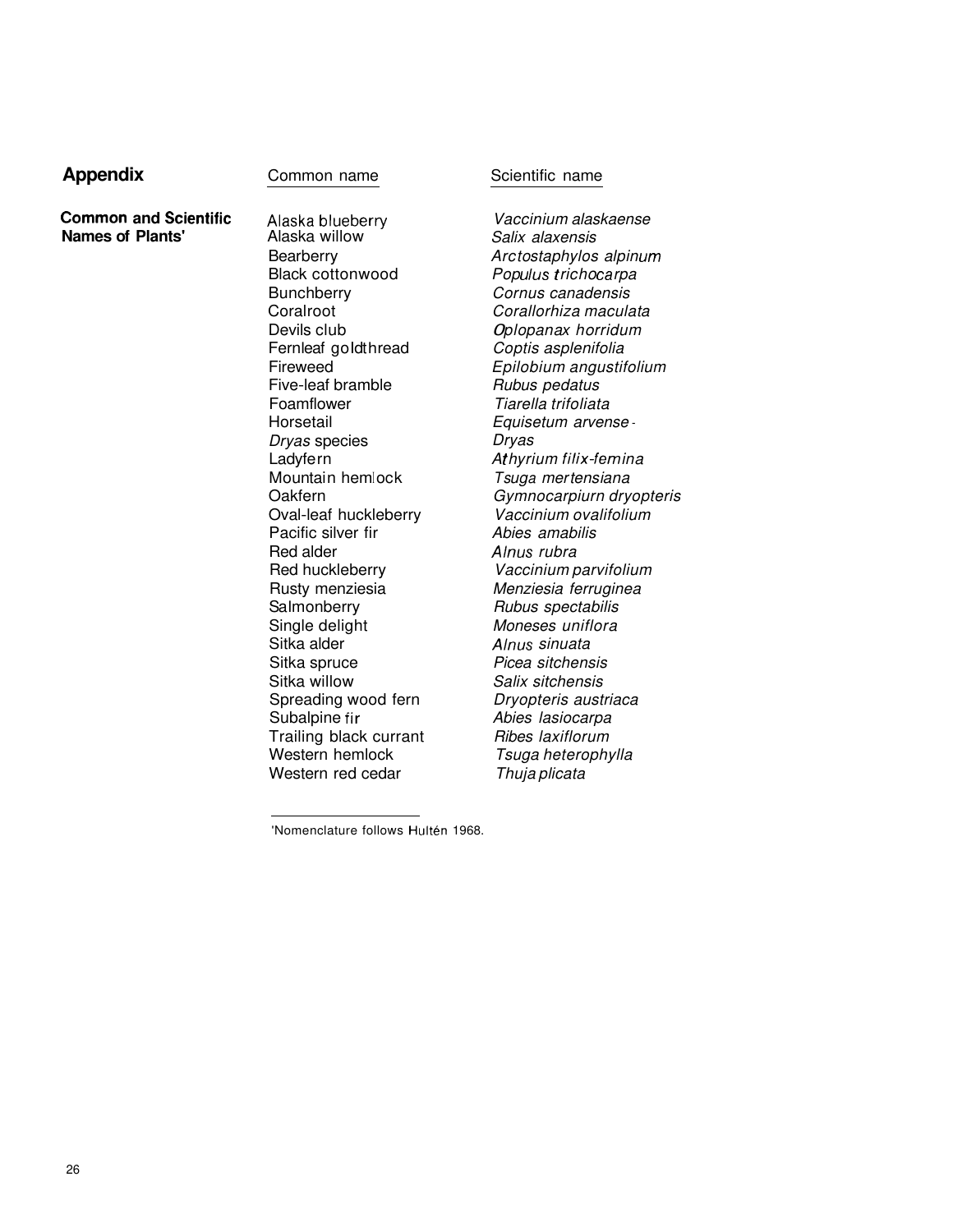## Appendix

### Common and Scientific Names of Plants[1]

| Common name | Scientific name |
|---|---|
| Alaska blueberry | *Vaccinium alaskaense* |
| Alaska willow | *Salix alaxensis* |
| Bearberry | *Arctostaphylos alpinum* |
| Black cottonwood | *Populus trichocarpa* |
| Bunchberry | *Cornus canadensis* |
| Coralroot | *Corallorhiza maculata* |
| Devils club | *Oplopanax horridum* |
| Fernleaf goldthread | *Coptis asplenifolia* |
| Fireweed | *Epilobium angustifolium* |
| Five-leaf bramble | *Rubus pedatus* |
| Foamflower | *Tiarella trifoliata* |
| Horsetail | *Equisetum arvense* |
| *Dryas* species | *Dryas* |
| Ladyfern | *Athyrium filix-femina* |
| Mountain hemlock | *Tsuga mertensiana* |
| Oakfern | *Gymnocarpiurn dryopteris* |
| Oval-leaf huckleberry | *Vaccinium ovalifolium* |
| Pacific silver fir | *Abies amabilis* |
| Red alder | *Alnus rubra* |
| Red huckleberry | *Vaccinium parvifolium* |
| Rusty menziesia | *Menziesia ferruginea* |
| Salmonberry | *Rubus spectabilis* |
| Single delight | *Moneses uniflora* |
| Sitka alder | *Alnus sinuata* |
| Sitka spruce | *Picea sitchensis* |
| Sitka willow | *Salix sitchensis* |
| Spreading wood fern | *Dryopteris austriaca* |
| Subalpine fir | *Abies lasiocarpa* |
| Trailing black currant | *Ribes laxiflorum* |
| Western hemlock | *Tsuga heterophylla* |
| Western red cedar | *Thuja plicata* |

[1]Nomenclature follows Hultén 1968.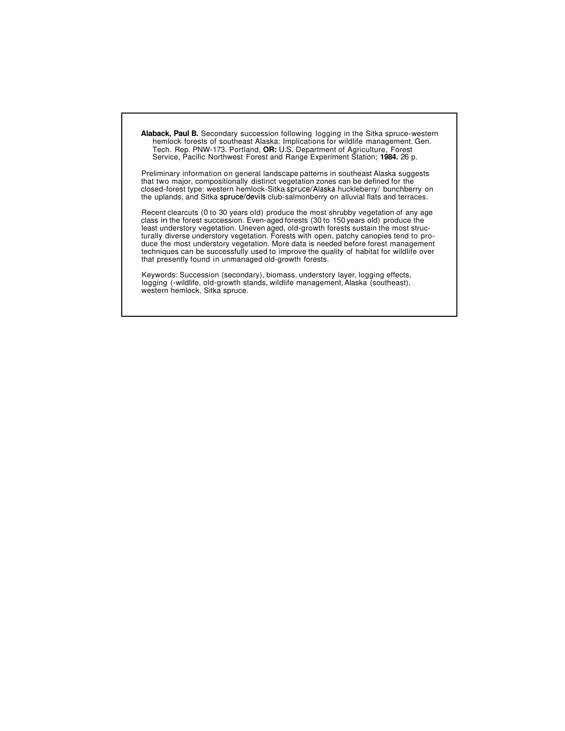**Alaback, Paul B.** Secondary succession following logging in the Sitka spruce-western hemlock forests of southeast Alaska: Implications for wildlife management. Gen. Tech. Rep. PNW-173. Portland, **OR:** U.S. Department of Agriculture, Forest Service, Pacific Northwest Forest and Range Experiment Station; **1984.** 26 p.

Preliminary information on general landscape patterns in southeast Alaska suggests that two major, compositionally distinct vegetation zones can be defined for the closed-forest type: western hemlock-Sitka spruce/Alaska huckleberry/ bunchberry on the uplands, and Sitka spruce/devils club-salmonberry on alluvial flats and terraces.

Recent clearcuts (0 to 30 years old) produce the most shrubby vegetation of any age class in the forest succession. Even-aged forests (30 to 150 years old) produce the least understory vegetation. Uneven aged, old-growth forests sustain the most structurally diverse understory vegetation. Forests with open, patchy canopies tend to produce the most understory vegetation. More data is needed before forest management techniques can be successfully used to improve the quality of habitat for wildlife over that presently found in unmanaged old-growth forests.

Keywords: Succession (secondary), biomass, understory layer, logging effects, logging (-wildlife, old-growth stands, wildlife management, Alaska (southeast), western hemlock, Sitka spruce.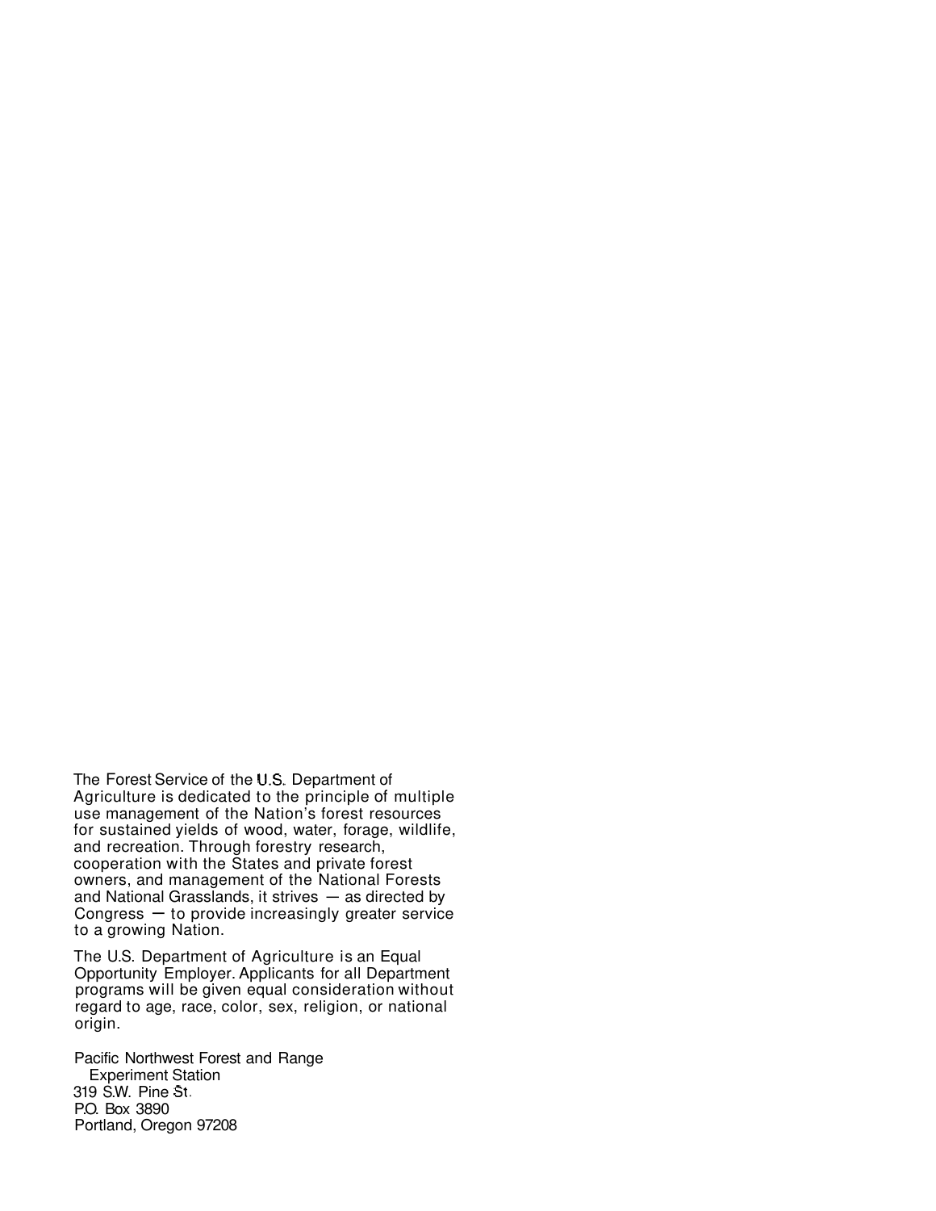The Forest Service of the U.S. Department of Agriculture is dedicated to the principle of multiple use management of the Nation's forest resources for sustained yields of wood, water, forage, wildlife, and recreation. Through forestry research, cooperation with the States and private forest owners, and management of the National Forests and National Grasslands, it strives — as directed by Congress — to provide increasingly greater service to a growing Nation.

The U.S. Department of Agriculture is an Equal Opportunity Employer. Applicants for all Department programs will be given equal consideration without regard to age, race, color, sex, religion, or national origin.

Pacific Northwest Forest and Range
Experiment Station
319 S.W. Pine St.
P.O. Box 3890
Portland, Oregon 97208